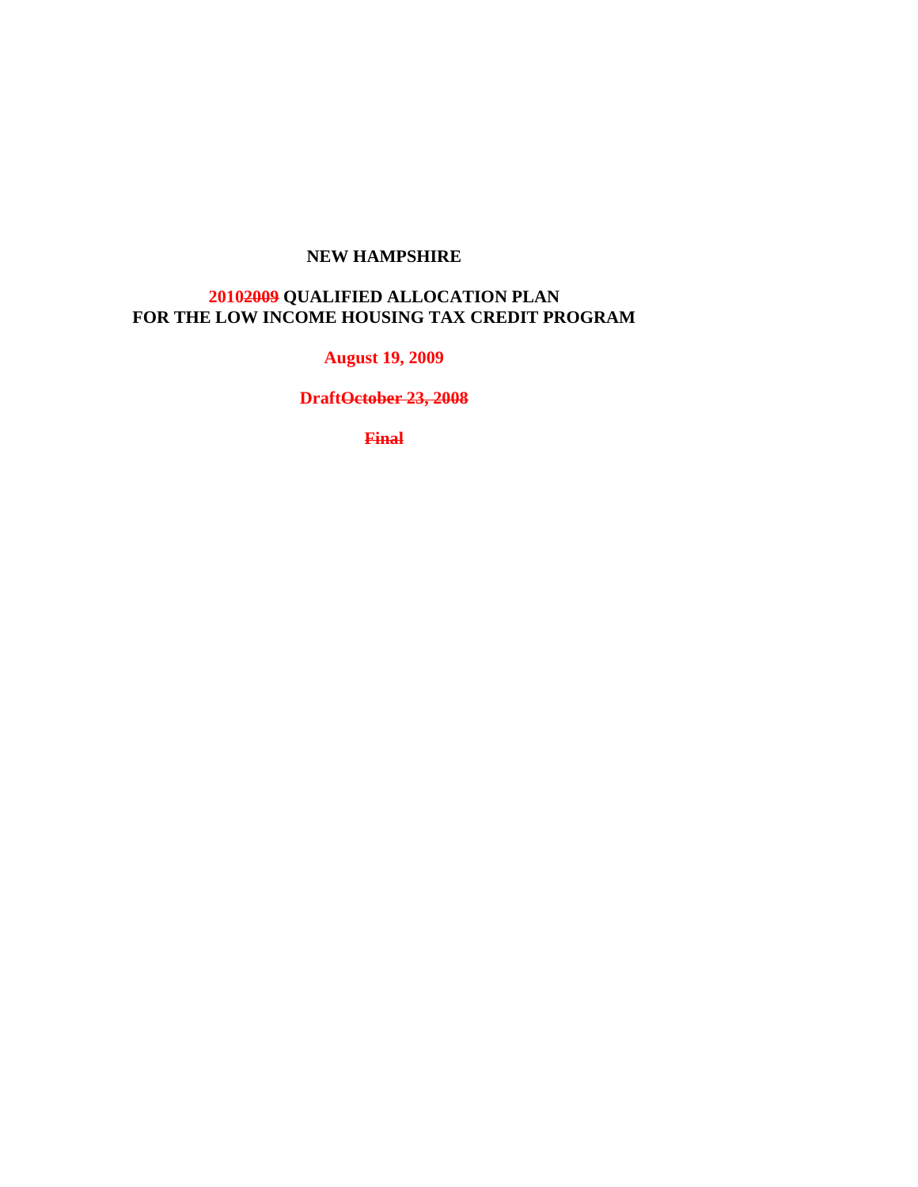**NEW HAMPSHIRE**

**20102009 QUALIFIED ALLOCATION PLAN**
**FOR THE LOW INCOME HOUSING TAX CREDIT PROGRAM**

**August 19, 2009**

**DraftOctober 23, 2008**

**Final**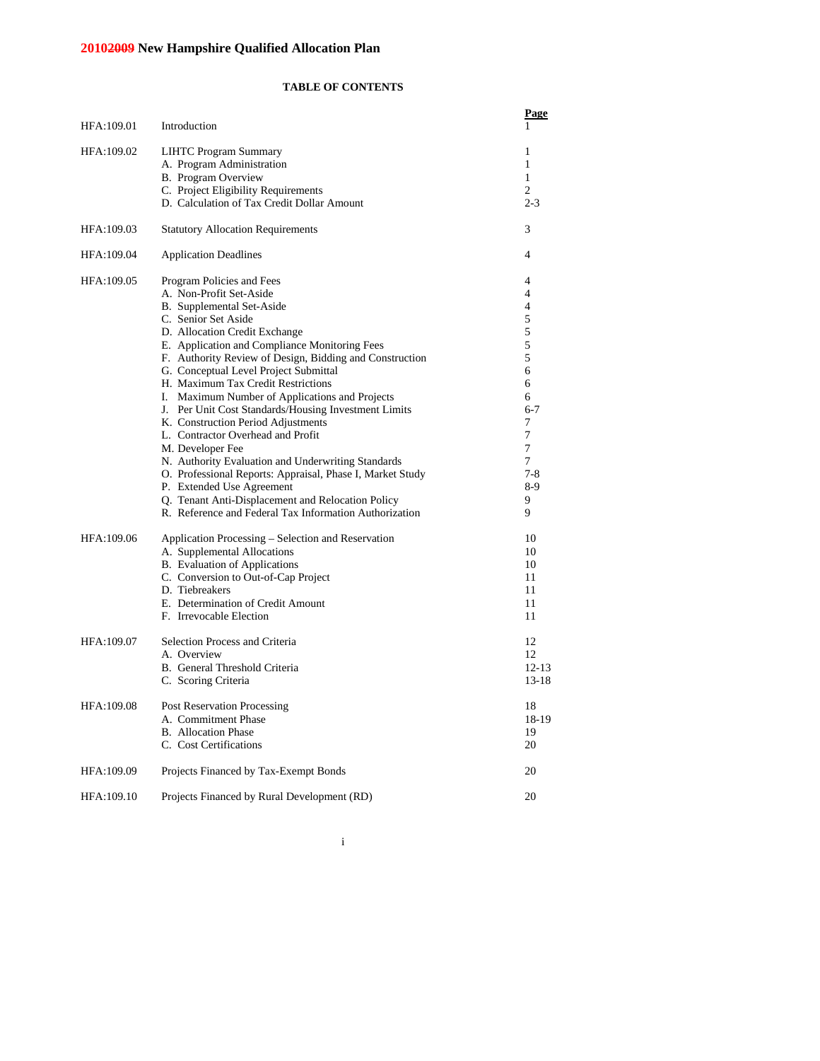# ~~2009~~2010 New Hampshire Qualified Allocation Plan

**TABLE OF CONTENTS**

| | | **Page** |
|---|---|---|
| HFA:109.01 | Introduction | 1 |
| HFA:109.02 | LIHTC Program Summary | 1 |
| | A. Program Administration | 1 |
| | B. Program Overview | 1 |
| | C. Project Eligibility Requirements | 2 |
| | D. Calculation of Tax Credit Dollar Amount | 2-3 |
| HFA:109.03 | Statutory Allocation Requirements | 3 |
| HFA:109.04 | Application Deadlines | 4 |
| HFA:109.05 | Program Policies and Fees | 4 |
| | A. Non-Profit Set-Aside | 4 |
| | B. Supplemental Set-Aside | 4 |
| | C. Senior Set Aside | 5 |
| | D. Allocation Credit Exchange | 5 |
| | E. Application and Compliance Monitoring Fees | 5 |
| | F. Authority Review of Design, Bidding and Construction | 5 |
| | G. Conceptual Level Project Submittal | 6 |
| | H. Maximum Tax Credit Restrictions | 6 |
| | I. Maximum Number of Applications and Projects | 6 |
| | J. Per Unit Cost Standards/Housing Investment Limits | 6-7 |
| | K. Construction Period Adjustments | 7 |
| | L. Contractor Overhead and Profit | 7 |
| | M. Developer Fee | 7 |
| | N. Authority Evaluation and Underwriting Standards | 7 |
| | O. Professional Reports: Appraisal, Phase I, Market Study | 7-8 |
| | P. Extended Use Agreement | 8-9 |
| | Q. Tenant Anti-Displacement and Relocation Policy | 9 |
| | R. Reference and Federal Tax Information Authorization | 9 |
| HFA:109.06 | Application Processing – Selection and Reservation | 10 |
| | A. Supplemental Allocations | 10 |
| | B. Evaluation of Applications | 10 |
| | C. Conversion to Out-of-Cap Project | 11 |
| | D. Tiebreakers | 11 |
| | E. Determination of Credit Amount | 11 |
| | F. Irrevocable Election | 11 |
| HFA:109.07 | Selection Process and Criteria | 12 |
| | A. Overview | 12 |
| | B. General Threshold Criteria | 12-13 |
| | C. Scoring Criteria | 13-18 |
| HFA:109.08 | Post Reservation Processing | 18 |
| | A. Commitment Phase | 18-19 |
| | B. Allocation Phase | 19 |
| | C. Cost Certifications | 20 |
| HFA:109.09 | Projects Financed by Tax-Exempt Bonds | 20 |
| HFA:109.10 | Projects Financed by Rural Development (RD) | 20 |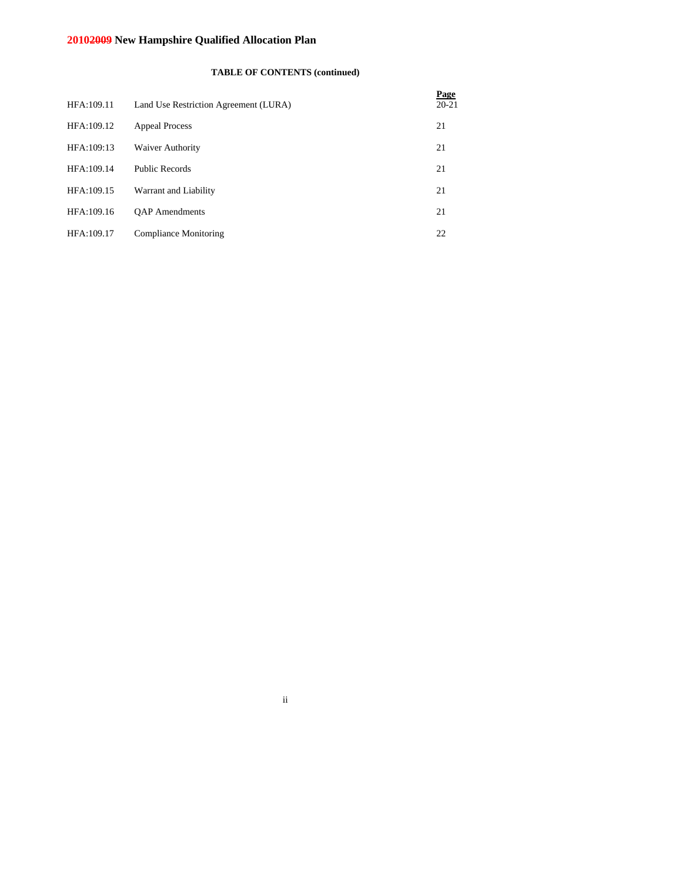# ~~2009~~ 2010 New Hampshire Qualified Allocation Plan

**TABLE OF CONTENTS (continued)**

| | | Page |
|---|---|---|
| HFA:109.11 | Land Use Restriction Agreement (LURA) | 20-21 |
| HFA:109.12 | Appeal Process | 21 |
| HFA:109:13 | Waiver Authority | 21 |
| HFA:109.14 | Public Records | 21 |
| HFA:109.15 | Warrant and Liability | 21 |
| HFA:109.16 | QAP Amendments | 21 |
| HFA:109.17 | Compliance Monitoring | 22 |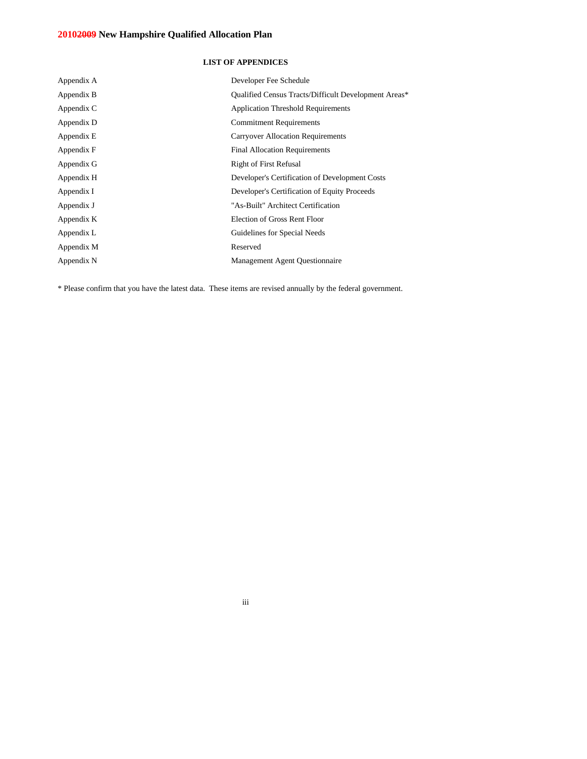## LIST OF APPENDICES

| | |
|---|---|
| Appendix A | Developer Fee Schedule |
| Appendix B | Qualified Census Tracts/Difficult Development Areas* |
| Appendix C | Application Threshold Requirements |
| Appendix D | Commitment Requirements |
| Appendix E | Carryover Allocation Requirements |
| Appendix F | Final Allocation Requirements |
| Appendix G | Right of First Refusal |
| Appendix H | Developer's Certification of Development Costs |
| Appendix I | Developer's Certification of Equity Proceeds |
| Appendix J | "As-Built" Architect Certification |
| Appendix K | Election of Gross Rent Floor |
| Appendix L | Guidelines for Special Needs |
| Appendix M | Reserved |
| Appendix N | Management Agent Questionnaire |

* Please confirm that you have the latest data. These items are revised annually by the federal government.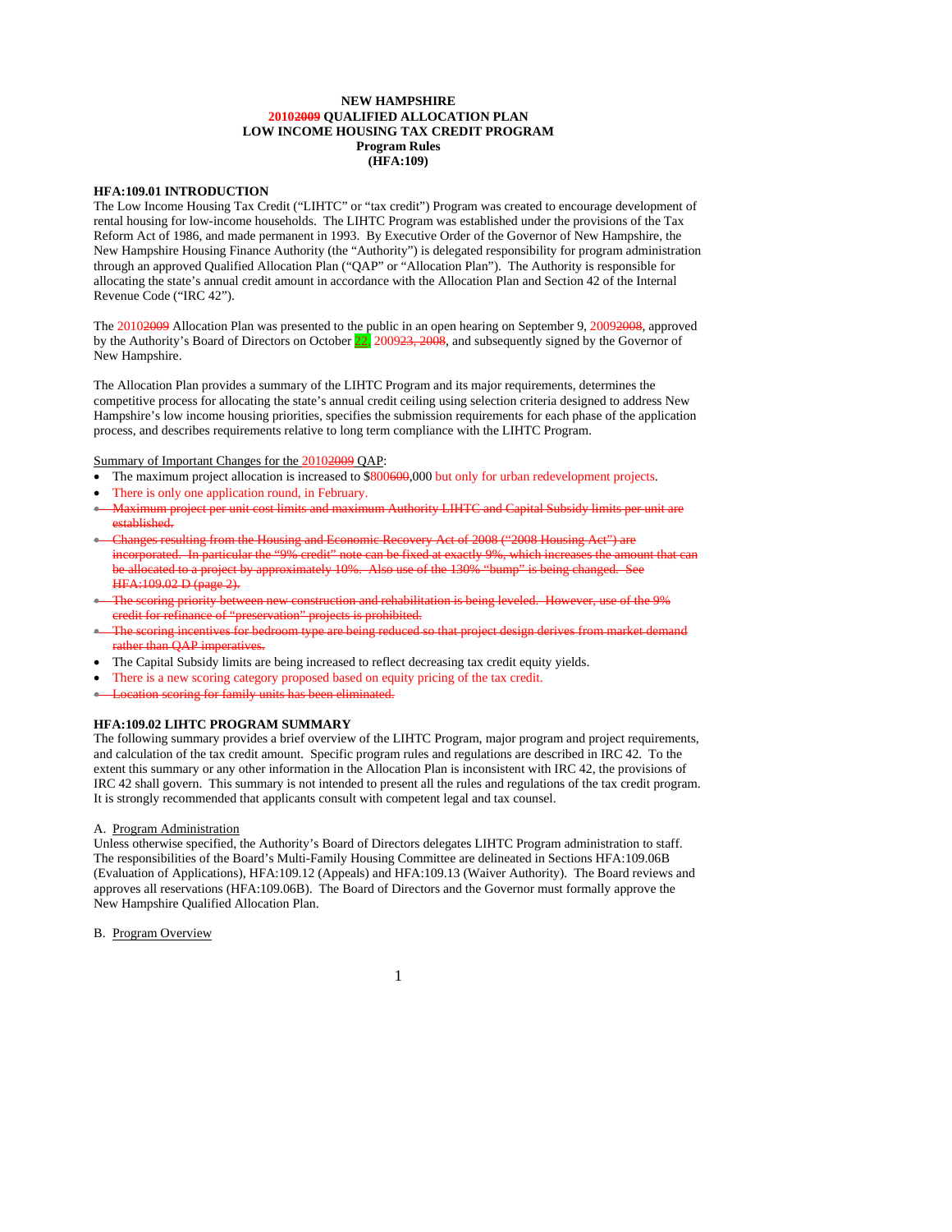**NEW HAMPSHIRE**
**20102009 QUALIFIED ALLOCATION PLAN**
**LOW INCOME HOUSING TAX CREDIT PROGRAM**
**Program Rules**
**(HFA:109)**

## HFA:109.01 INTRODUCTION

The Low Income Housing Tax Credit ("LIHTC" or "tax credit") Program was created to encourage development of rental housing for low-income households. The LIHTC Program was established under the provisions of the Tax Reform Act of 1986, and made permanent in 1993. By Executive Order of the Governor of New Hampshire, the New Hampshire Housing Finance Authority (the "Authority") is delegated responsibility for program administration through an approved Qualified Allocation Plan ("QAP" or "Allocation Plan"). The Authority is responsible for allocating the state's annual credit amount in accordance with the Allocation Plan and Section 42 of the Internal Revenue Code ("IRC 42").

The 20102009 Allocation Plan was presented to the public in an open hearing on September 9, 20092008, approved by the Authority's Board of Directors on October 22, 200923, 2008, and subsequently signed by the Governor of New Hampshire.

The Allocation Plan provides a summary of the LIHTC Program and its major requirements, determines the competitive process for allocating the state's annual credit ceiling using selection criteria designed to address New Hampshire's low income housing priorities, specifies the submission requirements for each phase of the application process, and describes requirements relative to long term compliance with the LIHTC Program.

Summary of Important Changes for the 20102009 QAP:

- The maximum project allocation is increased to $800600,000 but only for urban redevelopment projects.
- There is only one application round, in February.
- ~~Maximum project per unit cost limits and maximum Authority LIHTC and Capital Subsidy limits per unit are established.~~
- ~~Changes resulting from the Housing and Economic Recovery Act of 2008 ("2008 Housing Act") are incorporated. In particular the "9% credit" note can be fixed at exactly 9%, which increases the amount that can be allocated to a project by approximately 10%. Also use of the 130% "bump" is being changed. See HFA:109.02 D (page 2).~~
- ~~The scoring priority between new construction and rehabilitation is being leveled. However, use of the 9% credit for refinance of "preservation" projects is prohibited.~~
- ~~The scoring incentives for bedroom type are being reduced so that project design derives from market demand rather than QAP imperatives.~~
- The Capital Subsidy limits are being increased to reflect decreasing tax credit equity yields.
- There is a new scoring category proposed based on equity pricing of the tax credit.
- ~~Location scoring for family units has been eliminated.~~

## HFA:109.02 LIHTC PROGRAM SUMMARY

The following summary provides a brief overview of the LIHTC Program, major program and project requirements, and calculation of the tax credit amount. Specific program rules and regulations are described in IRC 42. To the extent this summary or any other information in the Allocation Plan is inconsistent with IRC 42, the provisions of IRC 42 shall govern. This summary is not intended to present all the rules and regulations of the tax credit program. It is strongly recommended that applicants consult with competent legal and tax counsel.

A. Program Administration

Unless otherwise specified, the Authority's Board of Directors delegates LIHTC Program administration to staff. The responsibilities of the Board's Multi-Family Housing Committee are delineated in Sections HFA:109.06B (Evaluation of Applications), HFA:109.12 (Appeals) and HFA:109.13 (Waiver Authority). The Board reviews and approves all reservations (HFA:109.06B). The Board of Directors and the Governor must formally approve the New Hampshire Qualified Allocation Plan.

B. Program Overview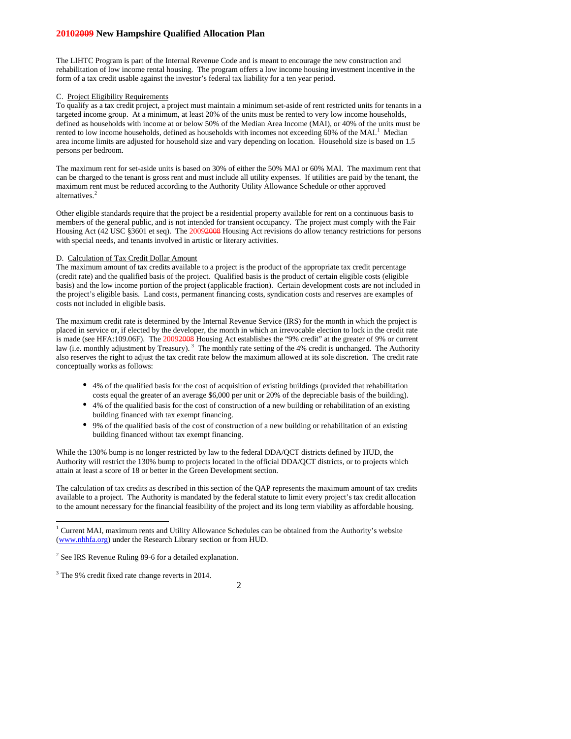The LIHTC Program is part of the Internal Revenue Code and is meant to encourage the new construction and rehabilitation of low income rental housing. The program offers a low income housing investment incentive in the form of a tax credit usable against the investor's federal tax liability for a ten year period.

C. Project Eligibility Requirements

To qualify as a tax credit project, a project must maintain a minimum set-aside of rent restricted units for tenants in a targeted income group. At a minimum, at least 20% of the units must be rented to very low income households, defined as households with income at or below 50% of the Median Area Income (MAI), or 40% of the units must be rented to low income households, defined as households with incomes not exceeding 60% of the MAI.[1] Median area income limits are adjusted for household size and vary depending on location. Household size is based on 1.5 persons per bedroom.

The maximum rent for set-aside units is based on 30% of either the 50% MAI or 60% MAI. The maximum rent that can be charged to the tenant is gross rent and must include all utility expenses. If utilities are paid by the tenant, the maximum rent must be reduced according to the Authority Utility Allowance Schedule or other approved alternatives.[2]

Other eligible standards require that the project be a residential property available for rent on a continuous basis to members of the general public, and is not intended for transient occupancy. The project must comply with the Fair Housing Act (42 USC §3601 et seq). The 2009~~2008~~ Housing Act revisions do allow tenancy restrictions for persons with special needs, and tenants involved in artistic or literary activities.

D. Calculation of Tax Credit Dollar Amount

The maximum amount of tax credits available to a project is the product of the appropriate tax credit percentage (credit rate) and the qualified basis of the project. Qualified basis is the product of certain eligible costs (eligible basis) and the low income portion of the project (applicable fraction). Certain development costs are not included in the project's eligible basis. Land costs, permanent financing costs, syndication costs and reserves are examples of costs not included in eligible basis.

The maximum credit rate is determined by the Internal Revenue Service (IRS) for the month in which the project is placed in service or, if elected by the developer, the month in which an irrevocable election to lock in the credit rate is made (see HFA:109.06F). The 2009~~2008~~ Housing Act establishes the "9% credit" at the greater of 9% or current law (i.e. monthly adjustment by Treasury).[3] The monthly rate setting of the 4% credit is unchanged. The Authority also reserves the right to adjust the tax credit rate below the maximum allowed at its sole discretion. The credit rate conceptually works as follows:

- 4% of the qualified basis for the cost of acquisition of existing buildings (provided that rehabilitation costs equal the greater of an average $6,000 per unit or 20% of the depreciable basis of the building).
- 4% of the qualified basis for the cost of construction of a new building or rehabilitation of an existing building financed with tax exempt financing.
- 9% of the qualified basis of the cost of construction of a new building or rehabilitation of an existing building financed without tax exempt financing.

While the 130% bump is no longer restricted by law to the federal DDA/QCT districts defined by HUD, the Authority will restrict the 130% bump to projects located in the official DDA/QCT districts, or to projects which attain at least a score of 18 or better in the Green Development section.

The calculation of tax credits as described in this section of the QAP represents the maximum amount of tax credits available to a project. The Authority is mandated by the federal statute to limit every project's tax credit allocation to the amount necessary for the financial feasibility of the project and its long term viability as affordable housing.

---

[1] Current MAI, maximum rents and Utility Allowance Schedules can be obtained from the Authority's website (www.nhhfa.org) under the Research Library section or from HUD.

[2] See IRS Revenue Ruling 89-6 for a detailed explanation.

[3] The 9% credit fixed rate change reverts in 2014.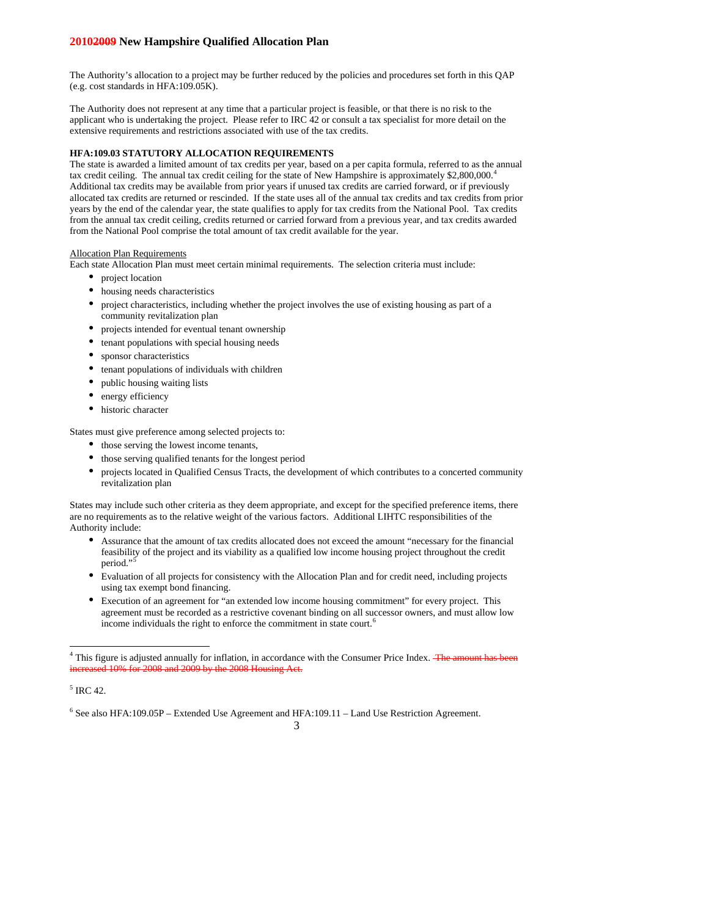The Authority's allocation to a project may be further reduced by the policies and procedures set forth in this QAP (e.g. cost standards in HFA:109.05K).

The Authority does not represent at any time that a particular project is feasible, or that there is no risk to the applicant who is undertaking the project. Please refer to IRC 42 or consult a tax specialist for more detail on the extensive requirements and restrictions associated with use of the tax credits.

**HFA:109.03 STATUTORY ALLOCATION REQUIREMENTS**

The state is awarded a limited amount of tax credits per year, based on a per capita formula, referred to as the annual tax credit ceiling. The annual tax credit ceiling for the state of New Hampshire is approximately $2,800,000.[4] Additional tax credits may be available from prior years if unused tax credits are carried forward, or if previously allocated tax credits are returned or rescinded. If the state uses all of the annual tax credits and tax credits from prior years by the end of the calendar year, the state qualifies to apply for tax credits from the National Pool. Tax credits from the annual tax credit ceiling, credits returned or carried forward from a previous year, and tax credits awarded from the National Pool comprise the total amount of tax credit available for the year.

Allocation Plan Requirements

Each state Allocation Plan must meet certain minimal requirements. The selection criteria must include:

- project location
- housing needs characteristics
- project characteristics, including whether the project involves the use of existing housing as part of a community revitalization plan
- projects intended for eventual tenant ownership
- tenant populations with special housing needs
- sponsor characteristics
- tenant populations of individuals with children
- public housing waiting lists
- energy efficiency
- historic character

States must give preference among selected projects to:

- those serving the lowest income tenants,
- those serving qualified tenants for the longest period
- projects located in Qualified Census Tracts, the development of which contributes to a concerted community revitalization plan

States may include such other criteria as they deem appropriate, and except for the specified preference items, there are no requirements as to the relative weight of the various factors. Additional LIHTC responsibilities of the Authority include:

- Assurance that the amount of tax credits allocated does not exceed the amount "necessary for the financial feasibility of the project and its viability as a qualified low income housing project throughout the credit period."[5]
- Evaluation of all projects for consistency with the Allocation Plan and for credit need, including projects using tax exempt bond financing.
- Execution of an agreement for "an extended low income housing commitment" for every project. This agreement must be recorded as a restrictive covenant binding on all successor owners, and must allow low income individuals the right to enforce the commitment in state court.[6]

---

[4] This figure is adjusted annually for inflation, in accordance with the Consumer Price Index. ~~The amount has been increased 10% for 2008 and 2009 by the 2008 Housing Act.~~

[5] IRC 42.

[6] See also HFA:109.05P – Extended Use Agreement and HFA:109.11 – Land Use Restriction Agreement.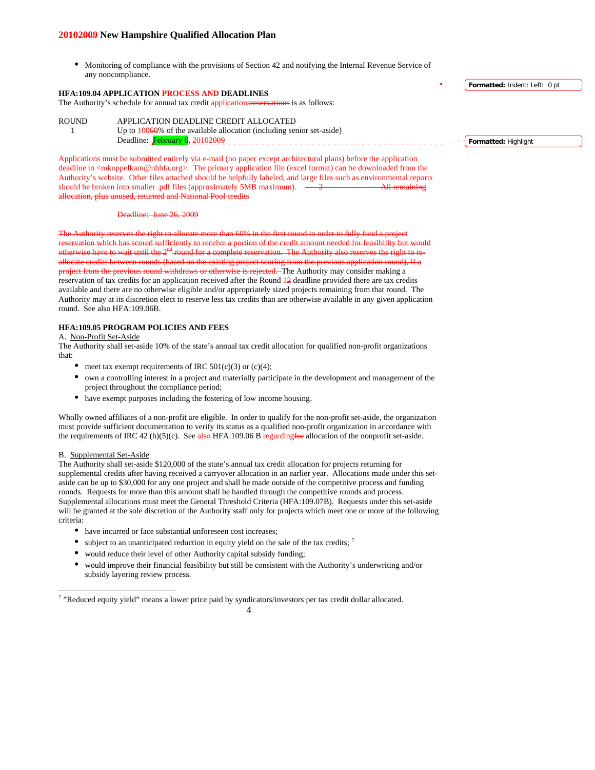- Monitoring of compliance with the provisions of Section 42 and notifying the Internal Revenue Service of any noncompliance.

**HFA:109.04 APPLICATION PROCESS AND DEADLINES**
The Authority's schedule for annual tax credit applicationsreservations is as follows:

| ROUND | APPLICATION DEADLINE CREDIT ALLOCATED |
|---|---|
| 1 | Up to 10060% of the available allocation (including senior set-aside) |
| | Deadline: February 6, 20102009 |

Applications must be submitted entirely via e-mail (no paper except architectural plans) before the application deadline to <mkoppelkam@nhhfa.org>. The primary application file (excel format) can be downloaded from the Authority's website. Other files attached should be helpfully labeled, and large files such as environmental reports should be broken into smaller .pdf files (approximately 5MB maximum). ~~2 All remaining allocation, plus unused, returned and National Pool credits~~

~~Deadline: June 26, 2009~~

~~The Authority reserves the right to allocate more than 60% in the first round in order to fully fund a project reservation which has scored sufficiently to receive a portion of the credit amount needed for feasibility but would otherwise have to wait until the 2nd round for a complete reservation. The Authority also reserves the right to re-allocate credits between rounds (based on the existing project scoring from the previous application round), if a project from the previous round withdraws or otherwise is rejected.~~ The Authority may consider making a reservation of tax credits for an application received after the Round 12 deadline provided there are tax credits available and there are no otherwise eligible and/or appropriately sized projects remaining from that round. The Authority may at its discretion elect to reserve less tax credits than are otherwise available in any given application round. See also HFA:109.06B.

**HFA:109.05 PROGRAM POLICIES AND FEES**

A. Non-Profit Set-Aside

The Authority shall set-aside 10% of the state's annual tax credit allocation for qualified non-profit organizations that:

- meet tax exempt requirements of IRC 501(c)(3) or (c)(4);
- own a controlling interest in a project and materially participate in the development and management of the project throughout the compliance period;
- have exempt purposes including the fostering of low income housing.

Wholly owned affiliates of a non-profit are eligible. In order to qualify for the non-profit set-aside, the organization must provide sufficient documentation to verify its status as a qualified non-profit organization in accordance with the requirements of IRC 42 (h)(5)(c). See also HFA:109.06 B regardingfor allocation of the nonprofit set-aside.

B. Supplemental Set-Aside

The Authority shall set-aside $120,000 of the state's annual tax credit allocation for projects returning for supplemental credits after having received a carryover allocation in an earlier year. Allocations made under this set-aside can be up to $30,000 for any one project and shall be made outside of the competitive process and funding rounds. Requests for more than this amount shall be handled through the competitive rounds and process. Supplemental allocations must meet the General Threshold Criteria (HFA:109.07B). Requests under this set-aside will be granted at the sole discretion of the Authority staff only for projects which meet one or more of the following criteria:

- have incurred or face substantial unforeseen cost increases;
- subject to an unanticipated reduction in equity yield on the sale of the tax credits; [7]
- would reduce their level of other Authority capital subsidy funding;
- would improve their financial feasibility but still be consistent with the Authority's underwriting and/or subsidy layering review process.

[7] "Reduced equity yield" means a lower price paid by syndicators/investors per tax credit dollar allocated.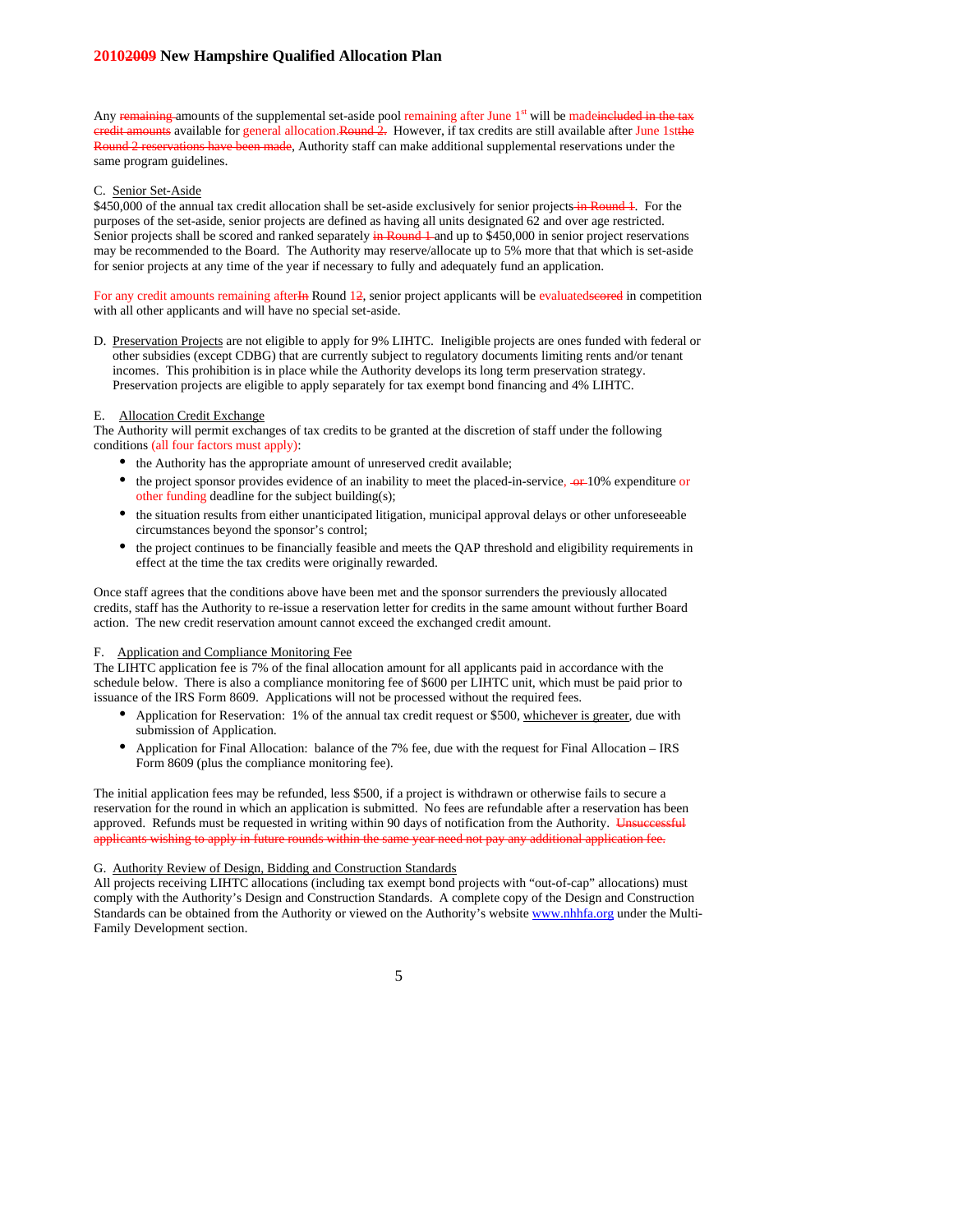Any remaining amounts of the supplemental set-aside pool remaining after June 1st will be madeincluded in the tax credit amounts available for general allocation.Round 2. However, if tax credits are still available after June 1stthe Round 2 reservations have been made, Authority staff can make additional supplemental reservations under the same program guidelines.

C. Senior Set-Aside
$450,000 of the annual tax credit allocation shall be set-aside exclusively for senior projects in Round 1. For the purposes of the set-aside, senior projects are defined as having all units designated 62 and over age restricted. Senior projects shall be scored and ranked separately in Round 1 and up to $450,000 in senior project reservations may be recommended to the Board. The Authority may reserve/allocate up to 5% more that that which is set-aside for senior projects at any time of the year if necessary to fully and adequately fund an application.

For any credit amounts remaining afterIn Round 12, senior project applicants will be evaluatedscored in competition with all other applicants and will have no special set-aside.

D. Preservation Projects are not eligible to apply for 9% LIHTC. Ineligible projects are ones funded with federal or other subsidies (except CDBG) that are currently subject to regulatory documents limiting rents and/or tenant incomes. This prohibition is in place while the Authority develops its long term preservation strategy. Preservation projects are eligible to apply separately for tax exempt bond financing and 4% LIHTC.

E. Allocation Credit Exchange
The Authority will permit exchanges of tax credits to be granted at the discretion of staff under the following conditions (all four factors must apply):

- the Authority has the appropriate amount of unreserved credit available;
- the project sponsor provides evidence of an inability to meet the placed-in-service, or 10% expenditure or other funding deadline for the subject building(s);
- the situation results from either unanticipated litigation, municipal approval delays or other unforeseeable circumstances beyond the sponsor's control;
- the project continues to be financially feasible and meets the QAP threshold and eligibility requirements in effect at the time the tax credits were originally rewarded.

Once staff agrees that the conditions above have been met and the sponsor surrenders the previously allocated credits, staff has the Authority to re-issue a reservation letter for credits in the same amount without further Board action. The new credit reservation amount cannot exceed the exchanged credit amount.

F. Application and Compliance Monitoring Fee
The LIHTC application fee is 7% of the final allocation amount for all applicants paid in accordance with the schedule below. There is also a compliance monitoring fee of $600 per LIHTC unit, which must be paid prior to issuance of the IRS Form 8609. Applications will not be processed without the required fees.

- Application for Reservation: 1% of the annual tax credit request or $500, whichever is greater, due with submission of Application.
- Application for Final Allocation: balance of the 7% fee, due with the request for Final Allocation – IRS Form 8609 (plus the compliance monitoring fee).

The initial application fees may be refunded, less $500, if a project is withdrawn or otherwise fails to secure a reservation for the round in which an application is submitted. No fees are refundable after a reservation has been approved. Refunds must be requested in writing within 90 days of notification from the Authority. Unsuccessful applicants wishing to apply in future rounds within the same year need not pay any additional application fee.

G. Authority Review of Design, Bidding and Construction Standards
All projects receiving LIHTC allocations (including tax exempt bond projects with "out-of-cap" allocations) must comply with the Authority's Design and Construction Standards. A complete copy of the Design and Construction Standards can be obtained from the Authority or viewed on the Authority's website www.nhhfa.org under the Multi-Family Development section.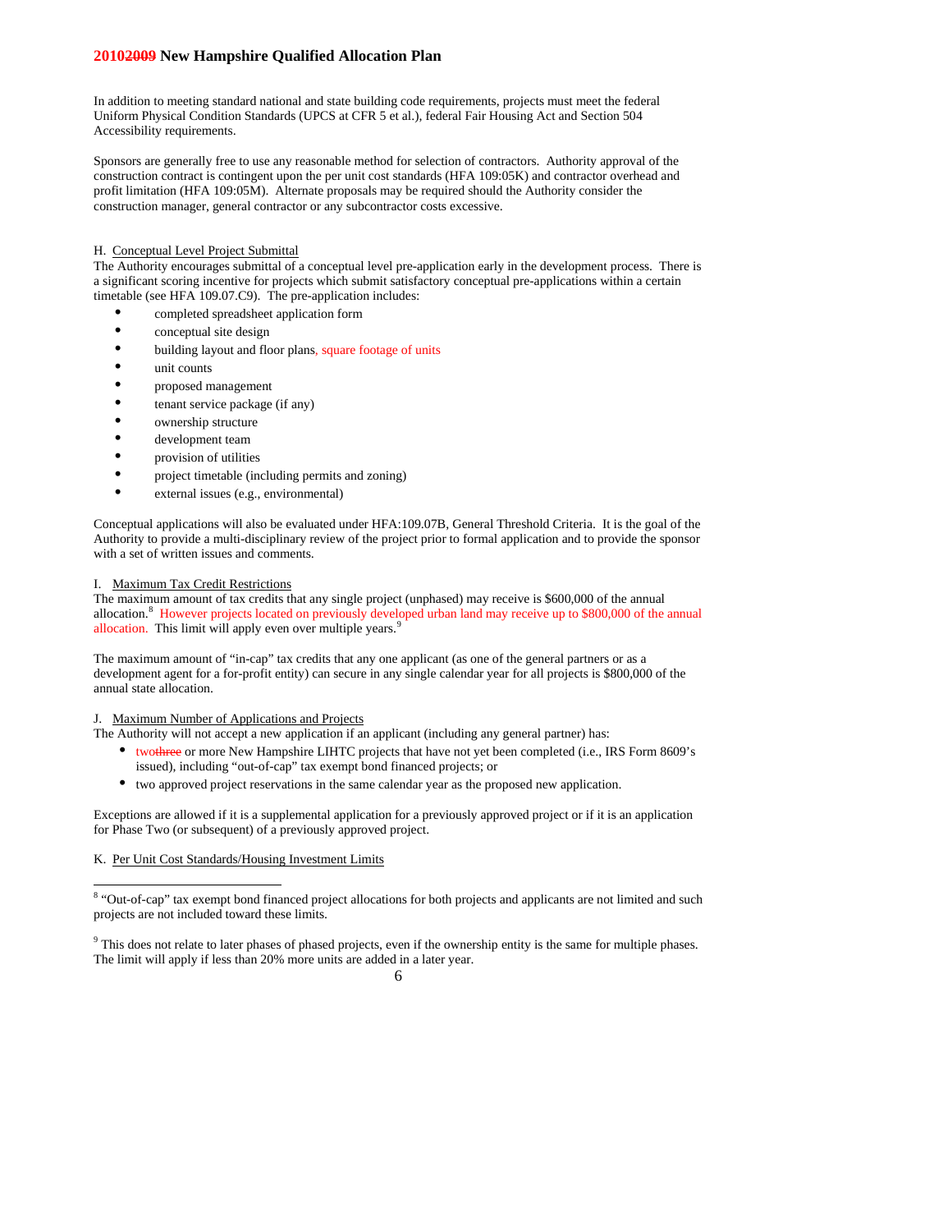In addition to meeting standard national and state building code requirements, projects must meet the federal Uniform Physical Condition Standards (UPCS at CFR 5 et al.), federal Fair Housing Act and Section 504 Accessibility requirements.

Sponsors are generally free to use any reasonable method for selection of contractors. Authority approval of the construction contract is contingent upon the per unit cost standards (HFA 109:05K) and contractor overhead and profit limitation (HFA 109:05M). Alternate proposals may be required should the Authority consider the construction manager, general contractor or any subcontractor costs excessive.

H. Conceptual Level Project Submittal

The Authority encourages submittal of a conceptual level pre-application early in the development process. There is a significant scoring incentive for projects which submit satisfactory conceptual pre-applications within a certain timetable (see HFA 109.07.C9). The pre-application includes:

- completed spreadsheet application form
- conceptual site design
- building layout and floor plans, square footage of units
- unit counts
- proposed management
- tenant service package (if any)
- ownership structure
- development team
- provision of utilities
- project timetable (including permits and zoning)
- external issues (e.g., environmental)

Conceptual applications will also be evaluated under HFA:109.07B, General Threshold Criteria. It is the goal of the Authority to provide a multi-disciplinary review of the project prior to formal application and to provide the sponsor with a set of written issues and comments.

I. Maximum Tax Credit Restrictions

The maximum amount of tax credits that any single project (unphased) may receive is $600,000 of the annual allocation.[8] However projects located on previously developed urban land may receive up to $800,000 of the annual allocation. This limit will apply even over multiple years.[9]

The maximum amount of "in-cap" tax credits that any one applicant (as one of the general partners or as a development agent for a for-profit entity) can secure in any single calendar year for all projects is $800,000 of the annual state allocation.

J. Maximum Number of Applications and Projects

The Authority will not accept a new application if an applicant (including any general partner) has:

- ~~three~~ two or more New Hampshire LIHTC projects that have not yet been completed (i.e., IRS Form 8609's issued), including "out-of-cap" tax exempt bond financed projects; or
- two approved project reservations in the same calendar year as the proposed new application.

Exceptions are allowed if it is a supplemental application for a previously approved project or if it is an application for Phase Two (or subsequent) of a previously approved project.

K. Per Unit Cost Standards/Housing Investment Limits

---

[8] "Out-of-cap" tax exempt bond financed project allocations for both projects and applicants are not limited and such projects are not included toward these limits.

[9] This does not relate to later phases of phased projects, even if the ownership entity is the same for multiple phases. The limit will apply if less than 20% more units are added in a later year.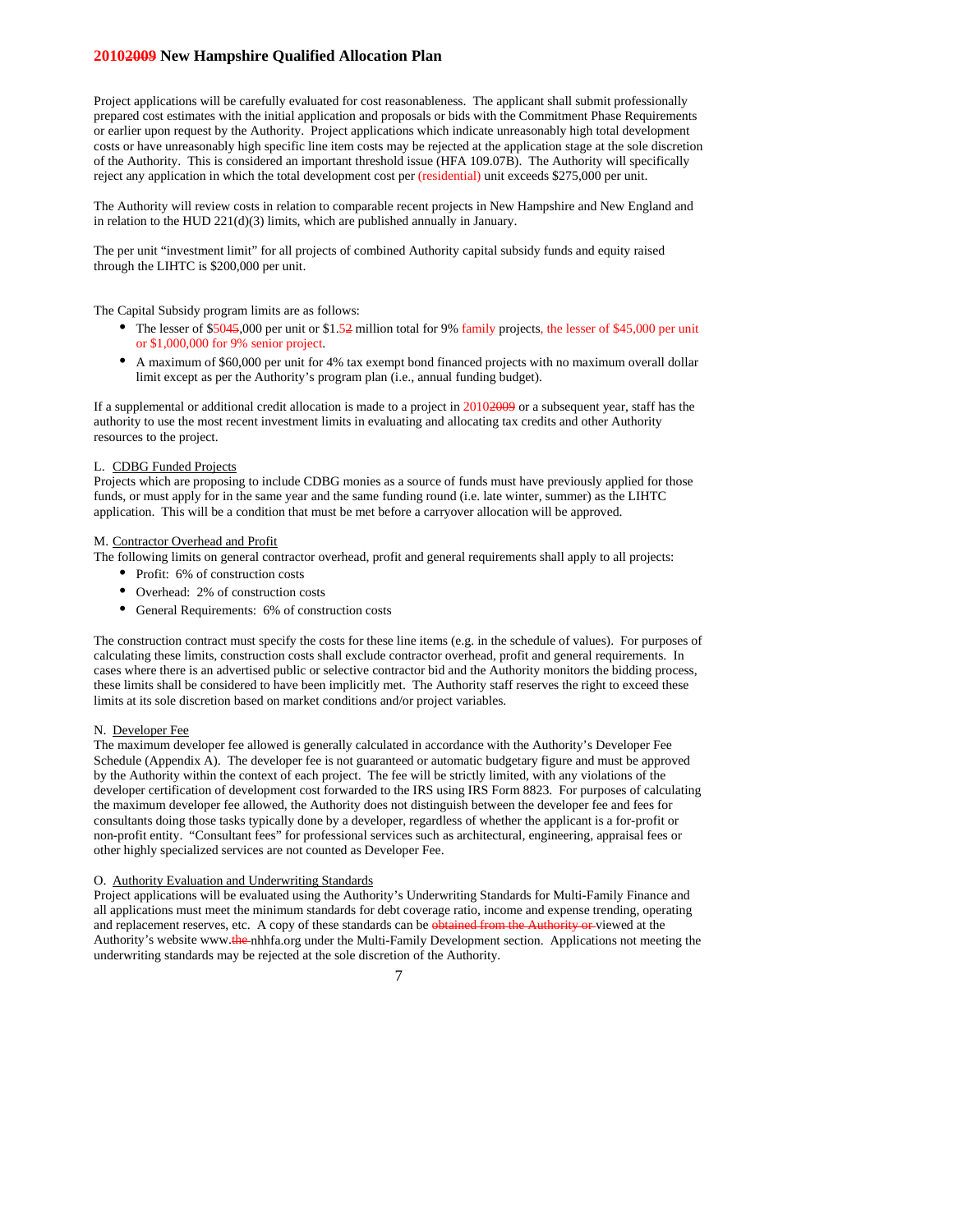Project applications will be carefully evaluated for cost reasonableness. The applicant shall submit professionally prepared cost estimates with the initial application and proposals or bids with the Commitment Phase Requirements or earlier upon request by the Authority. Project applications which indicate unreasonably high total development costs or have unreasonably high specific line item costs may be rejected at the application stage at the sole discretion of the Authority. This is considered an important threshold issue (HFA 109.07B). The Authority will specifically reject any application in which the total development cost per (residential) unit exceeds $275,000 per unit.

The Authority will review costs in relation to comparable recent projects in New Hampshire and New England and in relation to the HUD 221(d)(3) limits, which are published annually in January.

The per unit "investment limit" for all projects of combined Authority capital subsidy funds and equity raised through the LIHTC is $200,000 per unit.

The Capital Subsidy program limits are as follows:

- The lesser of $5045,000 per unit or $1.52 million total for 9% family projects, the lesser of $45,000 per unit or $1,000,000 for 9% senior project.
- A maximum of $60,000 per unit for 4% tax exempt bond financed projects with no maximum overall dollar limit except as per the Authority's program plan (i.e., annual funding budget).

If a supplemental or additional credit allocation is made to a project in 20102009 or a subsequent year, staff has the authority to use the most recent investment limits in evaluating and allocating tax credits and other Authority resources to the project.

L. CDBG Funded Projects

Projects which are proposing to include CDBG monies as a source of funds must have previously applied for those funds, or must apply for in the same year and the same funding round (i.e. late winter, summer) as the LIHTC application. This will be a condition that must be met before a carryover allocation will be approved.

M. Contractor Overhead and Profit

The following limits on general contractor overhead, profit and general requirements shall apply to all projects:

- Profit: 6% of construction costs
- Overhead: 2% of construction costs
- General Requirements: 6% of construction costs

The construction contract must specify the costs for these line items (e.g. in the schedule of values). For purposes of calculating these limits, construction costs shall exclude contractor overhead, profit and general requirements. In cases where there is an advertised public or selective contractor bid and the Authority monitors the bidding process, these limits shall be considered to have been implicitly met. The Authority staff reserves the right to exceed these limits at its sole discretion based on market conditions and/or project variables.

N. Developer Fee

The maximum developer fee allowed is generally calculated in accordance with the Authority's Developer Fee Schedule (Appendix A). The developer fee is not guaranteed or automatic budgetary figure and must be approved by the Authority within the context of each project. The fee will be strictly limited, with any violations of the developer certification of development cost forwarded to the IRS using IRS Form 8823. For purposes of calculating the maximum developer fee allowed, the Authority does not distinguish between the developer fee and fees for consultants doing those tasks typically done by a developer, regardless of whether the applicant is a for-profit or non-profit entity. "Consultant fees" for professional services such as architectural, engineering, appraisal fees or other highly specialized services are not counted as Developer Fee.

O. Authority Evaluation and Underwriting Standards

Project applications will be evaluated using the Authority's Underwriting Standards for Multi-Family Finance and all applications must meet the minimum standards for debt coverage ratio, income and expense trending, operating and replacement reserves, etc. A copy of these standards can be obtained from the Authority or viewed at the Authority's website www.the nhhfa.org under the Multi-Family Development section. Applications not meeting the underwriting standards may be rejected at the sole discretion of the Authority.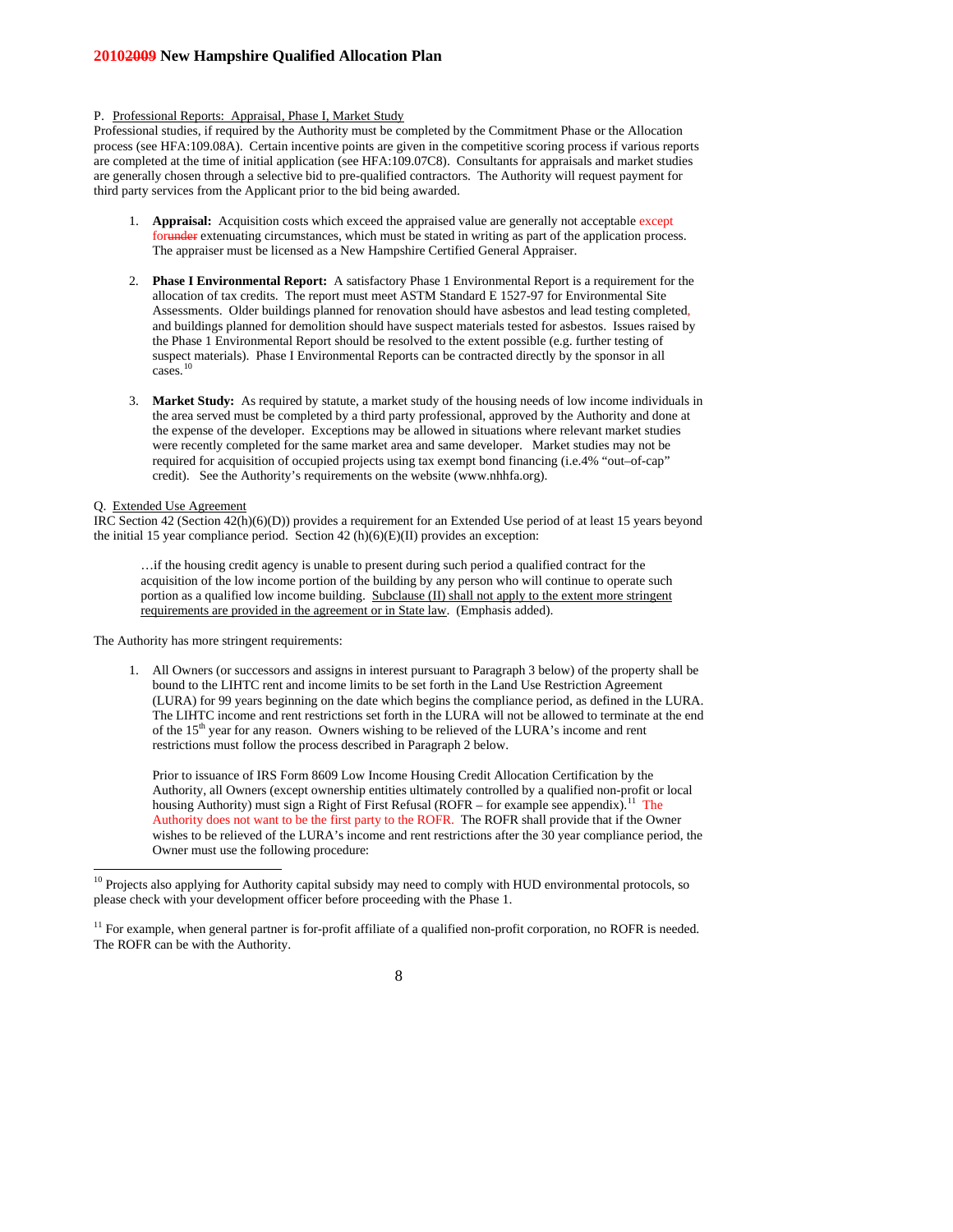P. Professional Reports: Appraisal, Phase I, Market Study

Professional studies, if required by the Authority must be completed by the Commitment Phase or the Allocation process (see HFA:109.08A). Certain incentive points are given in the competitive scoring process if various reports are completed at the time of initial application (see HFA:109.07C8). Consultants for appraisals and market studies are generally chosen through a selective bid to pre-qualified contractors. The Authority will request payment for third party services from the Applicant prior to the bid being awarded.

1. **Appraisal:** Acquisition costs which exceed the appraised value are generally not acceptable except for~~under~~ extenuating circumstances, which must be stated in writing as part of the application process. The appraiser must be licensed as a New Hampshire Certified General Appraiser.

2. **Phase I Environmental Report:** A satisfactory Phase 1 Environmental Report is a requirement for the allocation of tax credits. The report must meet ASTM Standard E 1527-97 for Environmental Site Assessments. Older buildings planned for renovation should have asbestos and lead testing completed, and buildings planned for demolition should have suspect materials tested for asbestos. Issues raised by the Phase 1 Environmental Report should be resolved to the extent possible (e.g. further testing of suspect materials). Phase I Environmental Reports can be contracted directly by the sponsor in all cases.[10]

3. **Market Study:** As required by statute, a market study of the housing needs of low income individuals in the area served must be completed by a third party professional, approved by the Authority and done at the expense of the developer. Exceptions may be allowed in situations where relevant market studies were recently completed for the same market area and same developer. Market studies may not be required for acquisition of occupied projects using tax exempt bond financing (i.e.4% "out–of-cap" credit). See the Authority's requirements on the website (www.nhhfa.org).

Q. Extended Use Agreement

IRC Section 42 (Section 42(h)(6)(D)) provides a requirement for an Extended Use period of at least 15 years beyond the initial 15 year compliance period. Section 42 (h)(6)(E)(II) provides an exception:

> …if the housing credit agency is unable to present during such period a qualified contract for the acquisition of the low income portion of the building by any person who will continue to operate such portion as a qualified low income building. Subclause (II) shall not apply to the extent more stringent requirements are provided in the agreement or in State law. (Emphasis added).

The Authority has more stringent requirements:

1. All Owners (or successors and assigns in interest pursuant to Paragraph 3 below) of the property shall be bound to the LIHTC rent and income limits to be set forth in the Land Use Restriction Agreement (LURA) for 99 years beginning on the date which begins the compliance period, as defined in the LURA. The LIHTC income and rent restrictions set forth in the LURA will not be allowed to terminate at the end of the 15th year for any reason. Owners wishing to be relieved of the LURA's income and rent restrictions must follow the process described in Paragraph 2 below.

   Prior to issuance of IRS Form 8609 Low Income Housing Credit Allocation Certification by the Authority, all Owners (except ownership entities ultimately controlled by a qualified non-profit or local housing Authority) must sign a Right of First Refusal (ROFR – for example see appendix).[11] The Authority does not want to be the first party to the ROFR. The ROFR shall provide that if the Owner wishes to be relieved of the LURA's income and rent restrictions after the 30 year compliance period, the Owner must use the following procedure:

---

[10] Projects also applying for Authority capital subsidy may need to comply with HUD environmental protocols, so please check with your development officer before proceeding with the Phase 1.

[11] For example, when general partner is for-profit affiliate of a qualified non-profit corporation, no ROFR is needed. The ROFR can be with the Authority.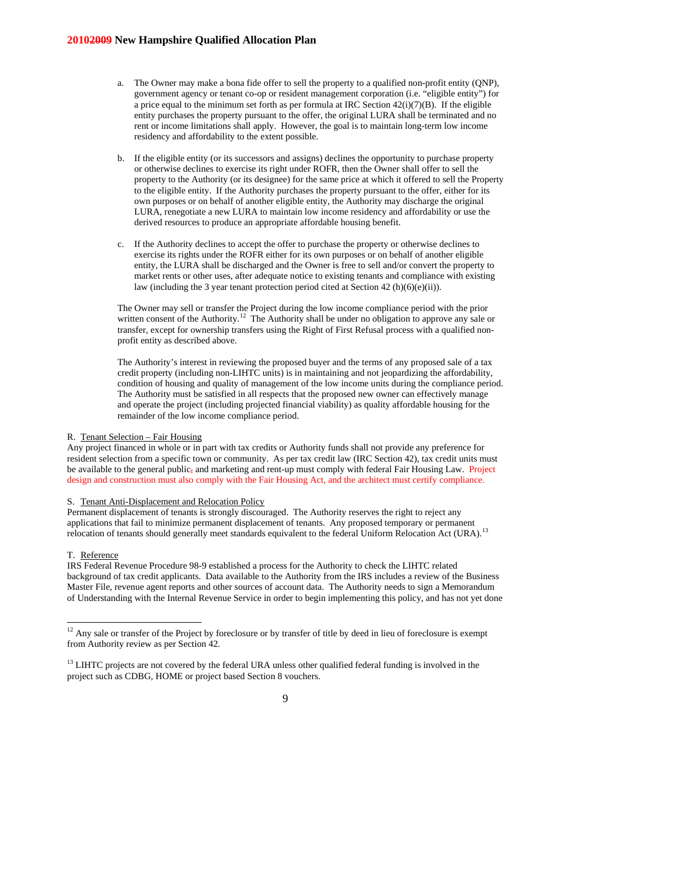a. The Owner may make a bona fide offer to sell the property to a qualified non-profit entity (QNP), government agency or tenant co-op or resident management corporation (i.e. "eligible entity") for a price equal to the minimum set forth as per formula at IRC Section 42(i)(7)(B). If the eligible entity purchases the property pursuant to the offer, the original LURA shall be terminated and no rent or income limitations shall apply. However, the goal is to maintain long-term low income residency and affordability to the extent possible.

b. If the eligible entity (or its successors and assigns) declines the opportunity to purchase property or otherwise declines to exercise its right under ROFR, then the Owner shall offer to sell the property to the Authority (or its designee) for the same price at which it offered to sell the Property to the eligible entity. If the Authority purchases the property pursuant to the offer, either for its own purposes or on behalf of another eligible entity, the Authority may discharge the original LURA, renegotiate a new LURA to maintain low income residency and affordability or use the derived resources to produce an appropriate affordable housing benefit.

c. If the Authority declines to accept the offer to purchase the property or otherwise declines to exercise its rights under the ROFR either for its own purposes or on behalf of another eligible entity, the LURA shall be discharged and the Owner is free to sell and/or convert the property to market rents or other uses, after adequate notice to existing tenants and compliance with existing law (including the 3 year tenant protection period cited at Section 42 (h)(6)(e)(ii)).

The Owner may sell or transfer the Project during the low income compliance period with the prior written consent of the Authority.[12] The Authority shall be under no obligation to approve any sale or transfer, except for ownership transfers using the Right of First Refusal process with a qualified non-profit entity as described above.

The Authority's interest in reviewing the proposed buyer and the terms of any proposed sale of a tax credit property (including non-LIHTC units) is in maintaining and not jeopardizing the affordability, condition of housing and quality of management of the low income units during the compliance period. The Authority must be satisfied in all respects that the proposed new owner can effectively manage and operate the project (including projected financial viability) as quality affordable housing for the remainder of the low income compliance period.

R. Tenant Selection – Fair Housing

Any project financed in whole or in part with tax credits or Authority funds shall not provide any preference for resident selection from a specific town or community. As per tax credit law (IRC Section 42), tax credit units must be available to the general public~~,~~ and marketing and rent-up must comply with federal Fair Housing Law. Project design and construction must also comply with the Fair Housing Act, and the architect must certify compliance.

S. Tenant Anti-Displacement and Relocation Policy

Permanent displacement of tenants is strongly discouraged. The Authority reserves the right to reject any applications that fail to minimize permanent displacement of tenants. Any proposed temporary or permanent relocation of tenants should generally meet standards equivalent to the federal Uniform Relocation Act (URA).[13]

T. Reference

IRS Federal Revenue Procedure 98-9 established a process for the Authority to check the LIHTC related background of tax credit applicants. Data available to the Authority from the IRS includes a review of the Business Master File, revenue agent reports and other sources of account data. The Authority needs to sign a Memorandum of Understanding with the Internal Revenue Service in order to begin implementing this policy, and has not yet done

[12] Any sale or transfer of the Project by foreclosure or by transfer of title by deed in lieu of foreclosure is exempt from Authority review as per Section 42.

[13] LIHTC projects are not covered by the federal URA unless other qualified federal funding is involved in the project such as CDBG, HOME or project based Section 8 vouchers.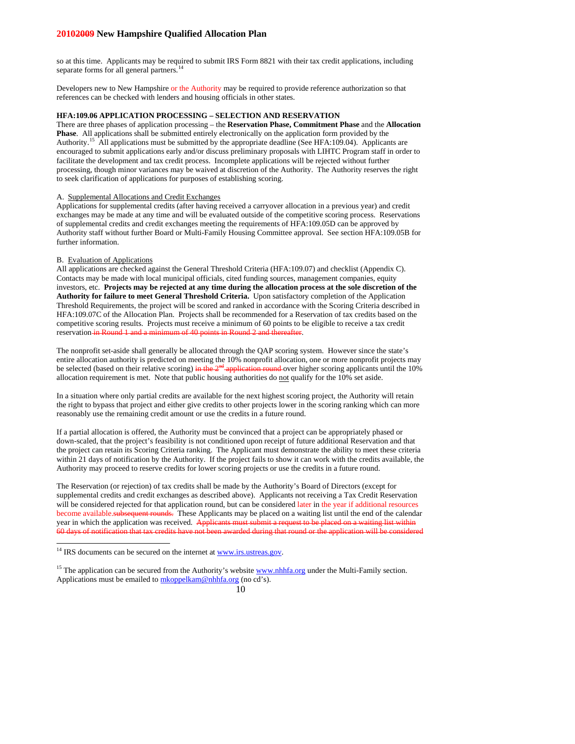so at this time. Applicants may be required to submit IRS Form 8821 with their tax credit applications, including separate forms for all general partners.[14]

Developers new to New Hampshire or the Authority may be required to provide reference authorization so that references can be checked with lenders and housing officials in other states.

**HFA:109.06 APPLICATION PROCESSING – SELECTION AND RESERVATION**

There are three phases of application processing – the **Reservation Phase, Commitment Phase** and the **Allocation Phase**. All applications shall be submitted entirely electronically on the application form provided by the Authority.[15] All applications must be submitted by the appropriate deadline (See HFA:109.04). Applicants are encouraged to submit applications early and/or discuss preliminary proposals with LIHTC Program staff in order to facilitate the development and tax credit process. Incomplete applications will be rejected without further processing, though minor variances may be waived at discretion of the Authority. The Authority reserves the right to seek clarification of applications for purposes of establishing scoring.

A. Supplemental Allocations and Credit Exchanges

Applications for supplemental credits (after having received a carryover allocation in a previous year) and credit exchanges may be made at any time and will be evaluated outside of the competitive scoring process. Reservations of supplemental credits and credit exchanges meeting the requirements of HFA:109.05D can be approved by Authority staff without further Board or Multi-Family Housing Committee approval. See section HFA:109.05B for further information.

B. Evaluation of Applications

All applications are checked against the General Threshold Criteria (HFA:109.07) and checklist (Appendix C). Contacts may be made with local municipal officials, cited funding sources, management companies, equity investors, etc. **Projects may be rejected at any time during the allocation process at the sole discretion of the Authority for failure to meet General Threshold Criteria.** Upon satisfactory completion of the Application Threshold Requirements, the project will be scored and ranked in accordance with the Scoring Criteria described in HFA:109.07C of the Allocation Plan. Projects shall be recommended for a Reservation of tax credits based on the competitive scoring results. Projects must receive a minimum of 60 points to be eligible to receive a tax credit reservation ~~in Round 1 and a minimum of 40 points in Round 2 and thereafter~~.

The nonprofit set-aside shall generally be allocated through the QAP scoring system. However since the state's entire allocation authority is predicted on meeting the 10% nonprofit allocation, one or more nonprofit projects may be selected (based on their relative scoring) ~~in the 2nd application round~~ over higher scoring applicants until the 10% allocation requirement is met. Note that public housing authorities do not qualify for the 10% set aside.

In a situation where only partial credits are available for the next highest scoring project, the Authority will retain the right to bypass that project and either give credits to other projects lower in the scoring ranking which can more reasonably use the remaining credit amount or use the credits in a future round.

If a partial allocation is offered, the Authority must be convinced that a project can be appropriately phased or down-scaled, that the project's feasibility is not conditioned upon receipt of future additional Reservation and that the project can retain its Scoring Criteria ranking. The Applicant must demonstrate the ability to meet these criteria within 21 days of notification by the Authority. If the project fails to show it can work with the credits available, the Authority may proceed to reserve credits for lower scoring projects or use the credits in a future round.

The Reservation (or rejection) of tax credits shall be made by the Authority's Board of Directors (except for supplemental credits and credit exchanges as described above). Applicants not receiving a Tax Credit Reservation will be considered rejected for that application round, but can be considered later in the year if additional resources become available.~~subsequent rounds.~~ These Applicants may be placed on a waiting list until the end of the calendar year in which the application was received. ~~Applicants must submit a request to be placed on a waiting list within 60 days of notification that tax credits have not been awarded during that round or the application will be considered~~

---

[14] IRS documents can be secured on the internet at www.irs.ustreas.gov.

[15] The application can be secured from the Authority's website www.nhhfa.org under the Multi-Family section. Applications must be emailed to mkoppelkam@nhhfa.org (no cd's).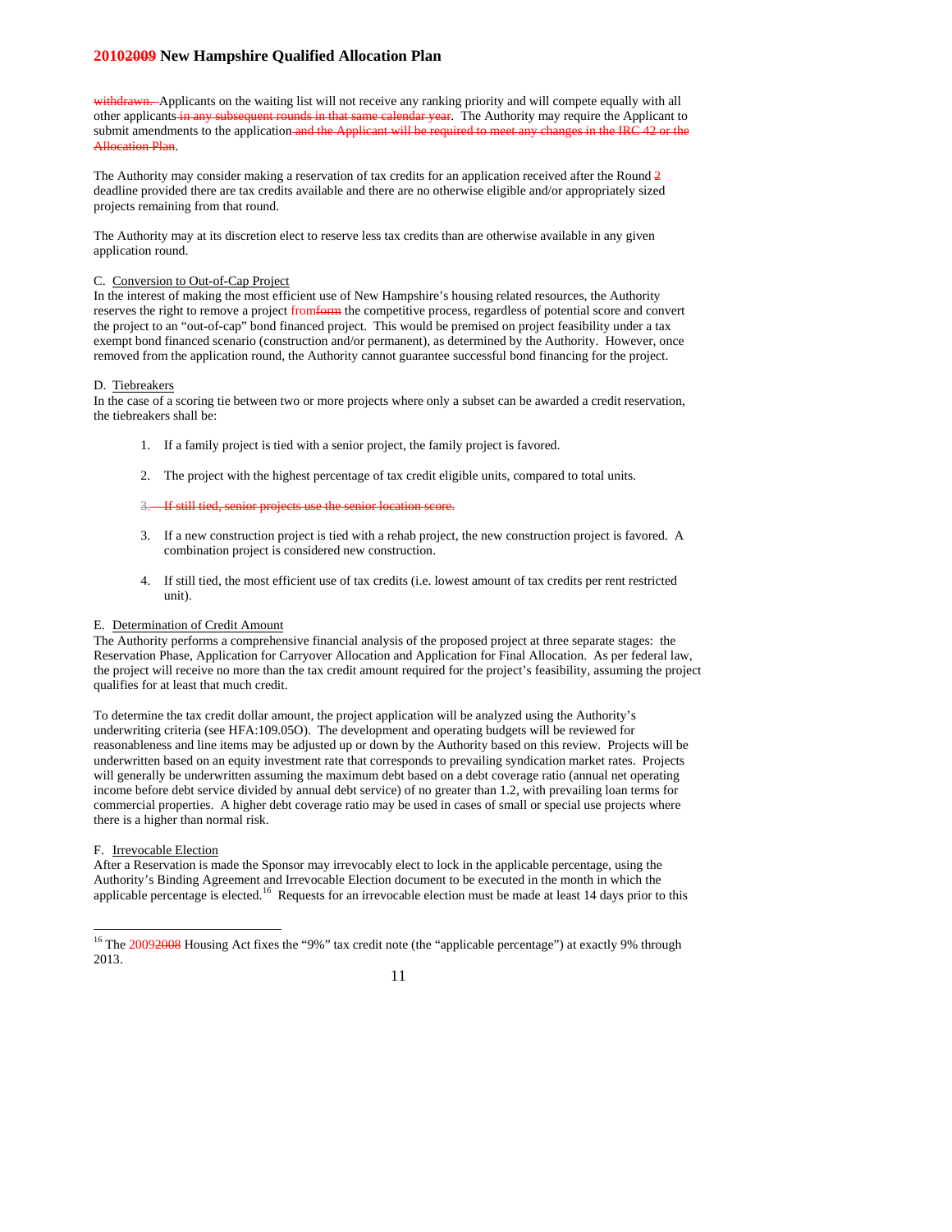~~withdrawn.~~ Applicants on the waiting list will not receive any ranking priority and will compete equally with all other applicants ~~in any subsequent rounds in that same calendar year~~. The Authority may require the Applicant to submit amendments to the application ~~and the Applicant will be required to meet any changes in the IRC 42 or the Allocation Plan~~.

The Authority may consider making a reservation of tax credits for an application received after the Round ~~2~~ deadline provided there are tax credits available and there are no otherwise eligible and/or appropriately sized projects remaining from that round.

The Authority may at its discretion elect to reserve less tax credits than are otherwise available in any given application round.

C. Conversion to Out-of-Cap Project

In the interest of making the most efficient use of New Hampshire's housing related resources, the Authority reserves the right to remove a project from~~form~~ the competitive process, regardless of potential score and convert the project to an "out-of-cap" bond financed project. This would be premised on project feasibility under a tax exempt bond financed scenario (construction and/or permanent), as determined by the Authority. However, once removed from the application round, the Authority cannot guarantee successful bond financing for the project.

D. Tiebreakers

In the case of a scoring tie between two or more projects where only a subset can be awarded a credit reservation, the tiebreakers shall be:

1. If a family project is tied with a senior project, the family project is favored.

2. The project with the highest percentage of tax credit eligible units, compared to total units.

~~3. If still tied, senior projects use the senior location score.~~

3. If a new construction project is tied with a rehab project, the new construction project is favored. A combination project is considered new construction.

4. If still tied, the most efficient use of tax credits (i.e. lowest amount of tax credits per rent restricted unit).

E. Determination of Credit Amount

The Authority performs a comprehensive financial analysis of the proposed project at three separate stages: the Reservation Phase, Application for Carryover Allocation and Application for Final Allocation. As per federal law, the project will receive no more than the tax credit amount required for the project's feasibility, assuming the project qualifies for at least that much credit.

To determine the tax credit dollar amount, the project application will be analyzed using the Authority's underwriting criteria (see HFA:109.05O). The development and operating budgets will be reviewed for reasonableness and line items may be adjusted up or down by the Authority based on this review. Projects will be underwritten based on an equity investment rate that corresponds to prevailing syndication market rates. Projects will generally be underwritten assuming the maximum debt based on a debt coverage ratio (annual net operating income before debt service divided by annual debt service) of no greater than 1.2, with prevailing loan terms for commercial properties. A higher debt coverage ratio may be used in cases of small or special use projects where there is a higher than normal risk.

F. Irrevocable Election

After a Reservation is made the Sponsor may irrevocably elect to lock in the applicable percentage, using the Authority's Binding Agreement and Irrevocable Election document to be executed in the month in which the applicable percentage is elected.[16] Requests for an irrevocable election must be made at least 14 days prior to this

[16] The 2009~~2008~~ Housing Act fixes the "9%" tax credit note (the "applicable percentage") at exactly 9% through 2013.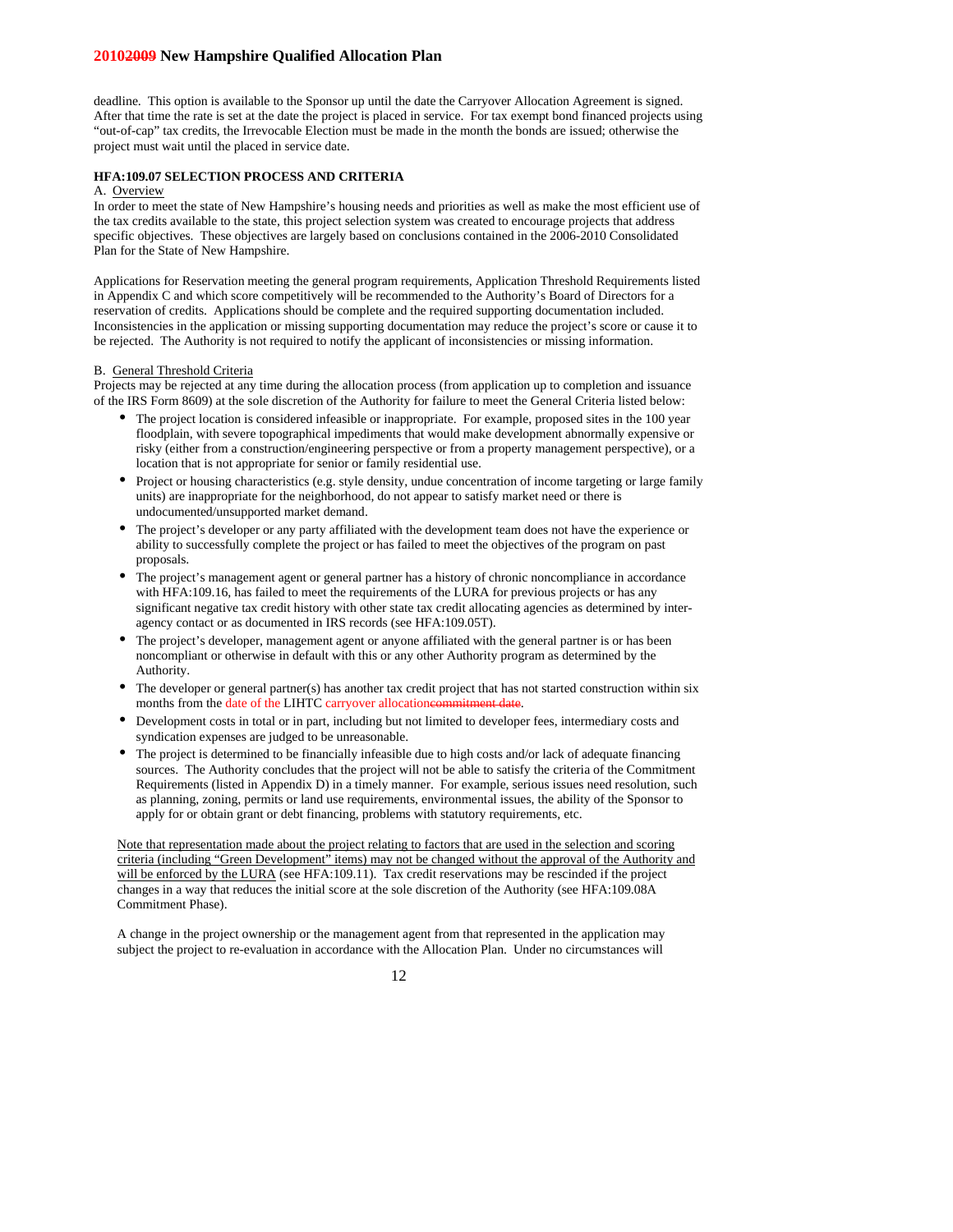deadline. This option is available to the Sponsor up until the date the Carryover Allocation Agreement is signed. After that time the rate is set at the date the project is placed in service. For tax exempt bond financed projects using "out-of-cap" tax credits, the Irrevocable Election must be made in the month the bonds are issued; otherwise the project must wait until the placed in service date.

**HFA:109.07 SELECTION PROCESS AND CRITERIA**

A. Overview

In order to meet the state of New Hampshire's housing needs and priorities as well as make the most efficient use of the tax credits available to the state, this project selection system was created to encourage projects that address specific objectives. These objectives are largely based on conclusions contained in the 2006-2010 Consolidated Plan for the State of New Hampshire.

Applications for Reservation meeting the general program requirements, Application Threshold Requirements listed in Appendix C and which score competitively will be recommended to the Authority's Board of Directors for a reservation of credits. Applications should be complete and the required supporting documentation included. Inconsistencies in the application or missing supporting documentation may reduce the project's score or cause it to be rejected. The Authority is not required to notify the applicant of inconsistencies or missing information.

B. General Threshold Criteria

Projects may be rejected at any time during the allocation process (from application up to completion and issuance of the IRS Form 8609) at the sole discretion of the Authority for failure to meet the General Criteria listed below:

- The project location is considered infeasible or inappropriate. For example, proposed sites in the 100 year floodplain, with severe topographical impediments that would make development abnormally expensive or risky (either from a construction/engineering perspective or from a property management perspective), or a location that is not appropriate for senior or family residential use.
- Project or housing characteristics (e.g. style density, undue concentration of income targeting or large family units) are inappropriate for the neighborhood, do not appear to satisfy market need or there is undocumented/unsupported market demand.
- The project's developer or any party affiliated with the development team does not have the experience or ability to successfully complete the project or has failed to meet the objectives of the program on past proposals.
- The project's management agent or general partner has a history of chronic noncompliance in accordance with HFA:109.16, has failed to meet the requirements of the LURA for previous projects or has any significant negative tax credit history with other state tax credit allocating agencies as determined by inter-agency contact or as documented in IRS records (see HFA:109.05T).
- The project's developer, management agent or anyone affiliated with the general partner is or has been noncompliant or otherwise in default with this or any other Authority program as determined by the Authority.
- The developer or general partner(s) has another tax credit project that has not started construction within six months from the date of the LIHTC carryover allocation~~commitment date~~.
- Development costs in total or in part, including but not limited to developer fees, intermediary costs and syndication expenses are judged to be unreasonable.
- The project is determined to be financially infeasible due to high costs and/or lack of adequate financing sources. The Authority concludes that the project will not be able to satisfy the criteria of the Commitment Requirements (listed in Appendix D) in a timely manner. For example, serious issues need resolution, such as planning, zoning, permits or land use requirements, environmental issues, the ability of the Sponsor to apply for or obtain grant or debt financing, problems with statutory requirements, etc.

Note that representation made about the project relating to factors that are used in the selection and scoring criteria (including "Green Development" items) may not be changed without the approval of the Authority and will be enforced by the LURA (see HFA:109.11). Tax credit reservations may be rescinded if the project changes in a way that reduces the initial score at the sole discretion of the Authority (see HFA:109.08A Commitment Phase).

A change in the project ownership or the management agent from that represented in the application may subject the project to re-evaluation in accordance with the Allocation Plan. Under no circumstances will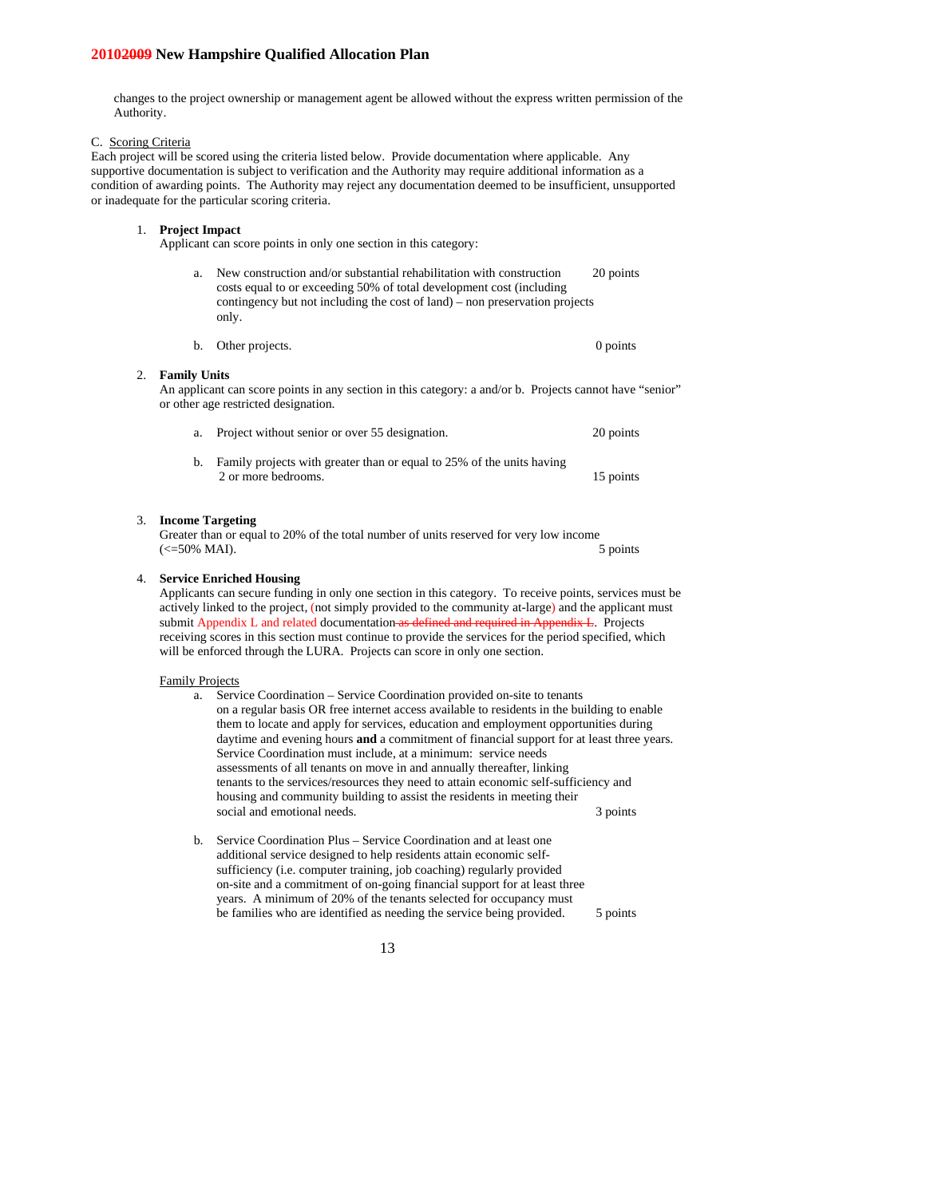changes to the project ownership or management agent be allowed without the express written permission of the Authority.

C. Scoring Criteria

Each project will be scored using the criteria listed below. Provide documentation where applicable. Any supportive documentation is subject to verification and the Authority may require additional information as a condition of awarding points. The Authority may reject any documentation deemed to be insufficient, unsupported or inadequate for the particular scoring criteria.

1. **Project Impact**
   Applicant can score points in only one section in this category:

   a. New construction and/or substantial rehabilitation with construction costs equal to or exceeding 50% of total development cost (including contingency but not including the cost of land) – non preservation projects only. — 20 points

   b. Other projects. — 0 points

2. **Family Units**
   An applicant can score points in any section in this category: a and/or b. Projects cannot have "senior" or other age restricted designation.

   a. Project without senior or over 55 designation. — 20 points

   b. Family projects with greater than or equal to 25% of the units having 2 or more bedrooms. — 15 points

3. **Income Targeting**
   Greater than or equal to 20% of the total number of units reserved for very low income (<=50% MAI). — 5 points

4. **Service Enriched Housing**
   Applicants can secure funding in only one section in this category. To receive points, services must be actively linked to the project, (not simply provided to the community at-large) and the applicant must submit Appendix L and related documentation ~~as defined and required in Appendix L~~. Projects receiving scores in this section must continue to provide the services for the period specified, which will be enforced through the LURA. Projects can score in only one section.

   Family Projects

   a. Service Coordination – Service Coordination provided on-site to tenants on a regular basis OR free internet access available to residents in the building to enable them to locate and apply for services, education and employment opportunities during daytime and evening hours **and** a commitment of financial support for at least three years. Service Coordination must include, at a minimum: service needs assessments of all tenants on move in and annually thereafter, linking tenants to the services/resources they need to attain economic self-sufficiency and housing and community building to assist the residents in meeting their social and emotional needs. — 3 points

   b. Service Coordination Plus – Service Coordination and at least one additional service designed to help residents attain economic self-sufficiency (i.e. computer training, job coaching) regularly provided on-site and a commitment of on-going financial support for at least three years. A minimum of 20% of the tenants selected for occupancy must be families who are identified as needing the service being provided. — 5 points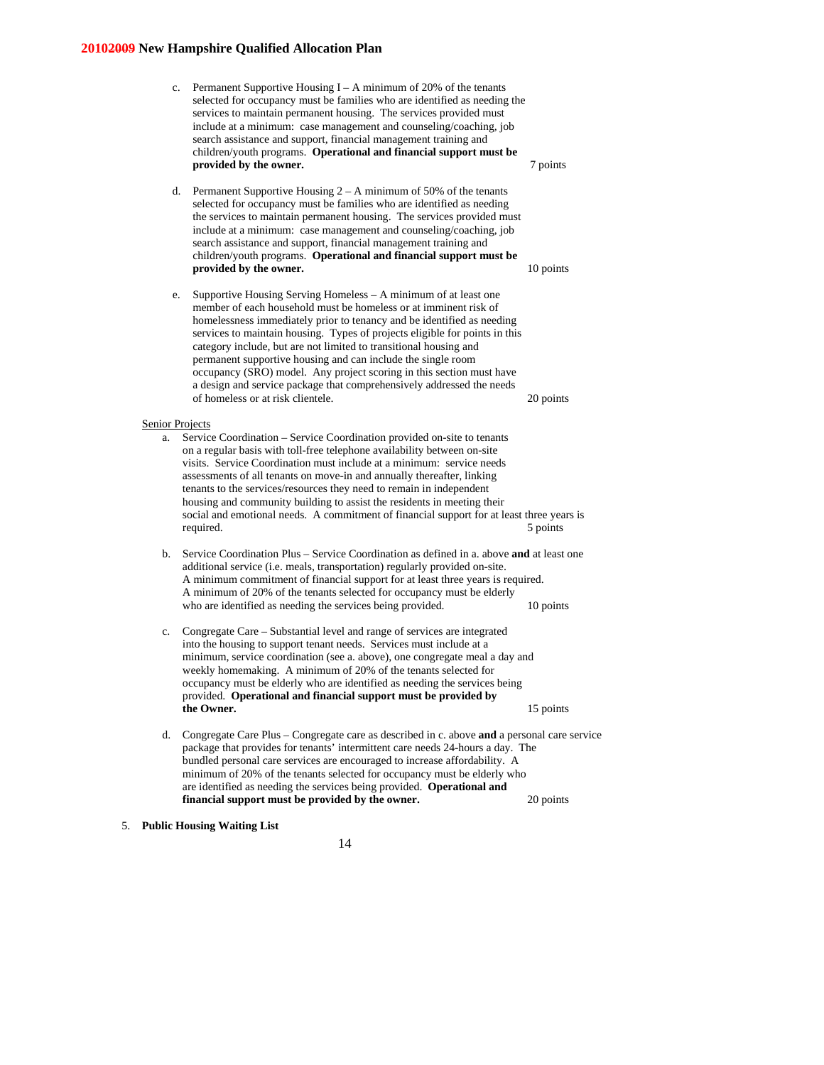c. Permanent Supportive Housing I – A minimum of 20% of the tenants selected for occupancy must be families who are identified as needing the services to maintain permanent housing. The services provided must include at a minimum: case management and counseling/coaching, job search assistance and support, financial management training and children/youth programs. **Operational and financial support must be provided by the owner.** 7 points

d. Permanent Supportive Housing 2 – A minimum of 50% of the tenants selected for occupancy must be families who are identified as needing the services to maintain permanent housing. The services provided must include at a minimum: case management and counseling/coaching, job search assistance and support, financial management training and children/youth programs. **Operational and financial support must be provided by the owner.** 10 points

e. Supportive Housing Serving Homeless – A minimum of at least one member of each household must be homeless or at imminent risk of homelessness immediately prior to tenancy and be identified as needing services to maintain housing. Types of projects eligible for points in this category include, but are not limited to transitional housing and permanent supportive housing and can include the single room occupancy (SRO) model. Any project scoring in this section must have a design and service package that comprehensively addressed the needs of homeless or at risk clientele. 20 points

Senior Projects

a. Service Coordination – Service Coordination provided on-site to tenants on a regular basis with toll-free telephone availability between on-site visits. Service Coordination must include at a minimum: service needs assessments of all tenants on move-in and annually thereafter, linking tenants to the services/resources they need to remain in independent housing and community building to assist the residents in meeting their social and emotional needs. A commitment of financial support for at least three years is required. 5 points

b. Service Coordination Plus – Service Coordination as defined in a. above **and** at least one additional service (i.e. meals, transportation) regularly provided on-site. A minimum commitment of financial support for at least three years is required. A minimum of 20% of the tenants selected for occupancy must be elderly who are identified as needing the services being provided. 10 points

c. Congregate Care – Substantial level and range of services are integrated into the housing to support tenant needs. Services must include at a minimum, service coordination (see a. above), one congregate meal a day and weekly homemaking. A minimum of 20% of the tenants selected for occupancy must be elderly who are identified as needing the services being provided. **Operational and financial support must be provided by the Owner.** 15 points

d. Congregate Care Plus – Congregate care as described in c. above **and** a personal care service package that provides for tenants' intermittent care needs 24-hours a day. The bundled personal care services are encouraged to increase affordability. A minimum of 20% of the tenants selected for occupancy must be elderly who are identified as needing the services being provided. **Operational and financial support must be provided by the owner.** 20 points

5. **Public Housing Waiting List**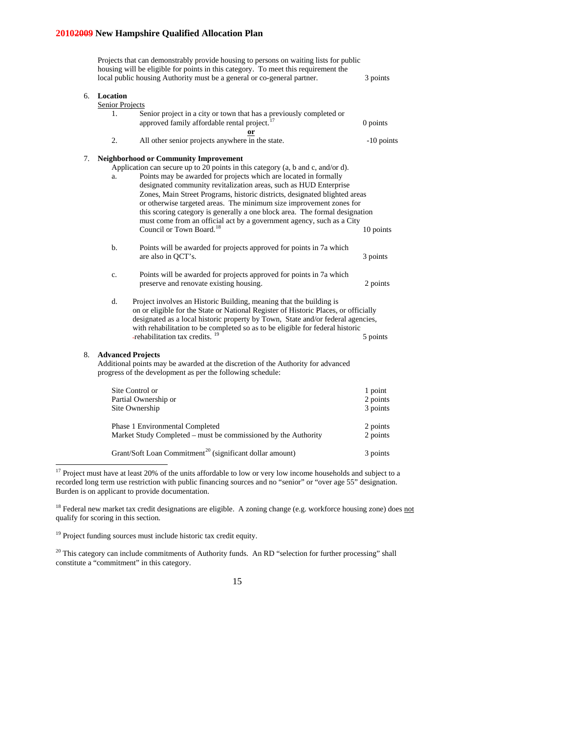Projects that can demonstrably provide housing to persons on waiting lists for public housing will be eligible for points in this category. To meet this requirement the local public housing Authority must be a general or co-general partner. 3 points

6. **Location**

<u>Senior Projects</u>

| | | |
|---|---|---|
| 1. | Senior project in a city or town that has a previously completed or approved family affordable rental project.[17] | 0 points |
| | **<u>or</u>** | |
| 2. | All other senior projects anywhere in the state. | -10 points |

7. **Neighborhood or Community Improvement**

Application can secure up to 20 points in this category (a, b and c, and/or d).

| | | |
|---|---|---|
| a. | Points may be awarded for projects which are located in formally designated community revitalization areas, such as HUD Enterprise Zones, Main Street Programs, historic districts, designated blighted areas or otherwise targeted areas. The minimum size improvement zones for this scoring category is generally a one block area. The formal designation must come from an official act by a government agency, such as a City Council or Town Board.[18] | 10 points |
| b. | Points will be awarded for projects approved for points in 7a which are also in QCT's. | 3 points |
| c. | Points will be awarded for projects approved for points in 7a which preserve and renovate existing housing. | 2 points |
| d. | Project involves an Historic Building, meaning that the building is on or eligible for the State or National Register of Historic Places, or officially designated as a local historic property by Town, State and/or federal agencies, with rehabilitation to be completed so as to be eligible for federal historic rehabilitation tax credits.[19] | 5 points |

8. **Advanced Projects**

Additional points may be awarded at the discretion of the Authority for advanced progress of the development as per the following schedule:

| | |
|---|---|
| Site Control or | 1 point |
| Partial Ownership or | 2 points |
| Site Ownership | 3 points |
| | |
| Phase 1 Environmental Completed | 2 points |
| Market Study Completed – must be commissioned by the Authority | 2 points |
| | |
| Grant/Soft Loan Commitment[20] (significant dollar amount) | 3 points |

---

[17] Project must have at least 20% of the units affordable to low or very low income households and subject to a recorded long term use restriction with public financing sources and no "senior" or "over age 55" designation. Burden is on applicant to provide documentation.

[18] Federal new market tax credit designations are eligible. A zoning change (e.g. workforce housing zone) does <u>not</u> qualify for scoring in this section.

[19] Project funding sources must include historic tax credit equity.

[20] This category can include commitments of Authority funds. An RD "selection for further processing" shall constitute a "commitment" in this category.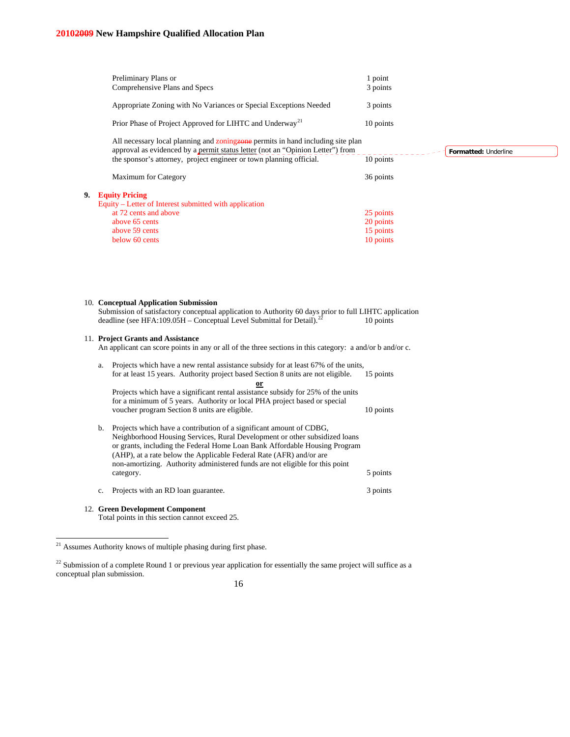| | |
|---|---|
| Preliminary Plans or | 1 point |
| Comprehensive Plans and Specs | 3 points |
| Appropriate Zoning with No Variances or Special Exceptions Needed | 3 points |
| Prior Phase of Project Approved for LIHTC and Underway[21] | 10 points |
| All necessary local planning and zoning permits in hand including site plan approval as evidenced by a permit status letter (not an "Opinion Letter") from the sponsor's attorney, project engineer or town planning official. | 10 points |
| Maximum for Category | 36 points |

9. **Equity Pricing**

Equity – Letter of Interest submitted with application

| | |
|---|---|
| at 72 cents and above | 25 points |
| above 65 cents | 20 points |
| above 59 cents | 15 points |
| below 60 cents | 10 points |

10. **Conceptual Application Submission**

Submission of satisfactory conceptual application to Authority 60 days prior to full LIHTC application deadline (see HFA:109.05H – Conceptual Level Submittal for Detail).[22] 10 points

11. **Project Grants and Assistance**

An applicant can score points in any or all of the three sections in this category: a and/or b and/or c.

a. Projects which have a new rental assistance subsidy for at least 67% of the units, for at least 15 years. Authority project based Section 8 units are not eligible. 15 points

**or**

Projects which have a significant rental assistance subsidy for 25% of the units for a minimum of 5 years. Authority or local PHA project based or special voucher program Section 8 units are eligible. 10 points

b. Projects which have a contribution of a significant amount of CDBG, Neighborhood Housing Services, Rural Development or other subsidized loans or grants, including the Federal Home Loan Bank Affordable Housing Program (AHP), at a rate below the Applicable Federal Rate (AFR) and/or are non-amortizing. Authority administered funds are not eligible for this point category. 5 points

c. Projects with an RD loan guarantee. 3 points

12. **Green Development Component**

Total points in this section cannot exceed 25.

[21] Assumes Authority knows of multiple phasing during first phase.

[22] Submission of a complete Round 1 or previous year application for essentially the same project will suffice as a conceptual plan submission.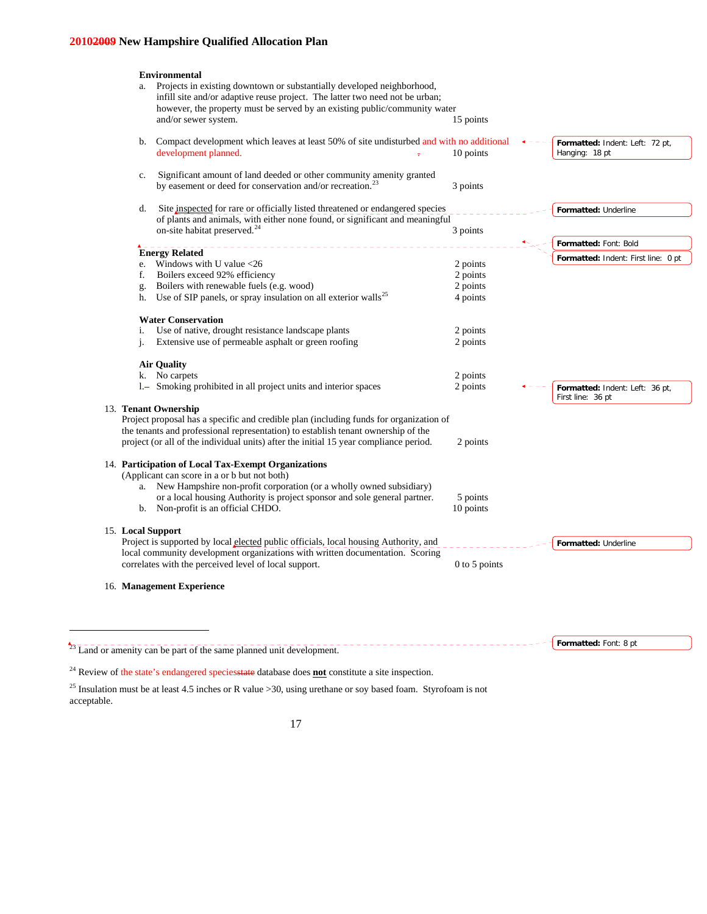**Environmental**

a. Projects in existing downtown or substantially developed neighborhood, infill site and/or adaptive reuse project. The latter two need not be urban; however, the property must be served by an existing public/community water and/or sewer system. 15 points

b. Compact development which leaves at least 50% of site undisturbed and with no additional development planned. 10 points

c. Significant amount of land deeded or other community amenity granted by easement or deed for conservation and/or recreation.[23] 3 points

d. Site inspected for rare or officially listed threatened or endangered species of plants and animals, with either none found, or significant and meaningful on-site habitat preserved.[24] 3 points

**Energy Related**

e. Windows with U value <26 2 points

f. Boilers exceed 92% efficiency 2 points

g. Boilers with renewable fuels (e.g. wood) 2 points

h. Use of SIP panels, or spray insulation on all exterior walls[25] 4 points

**Water Conservation**

i. Use of native, drought resistance landscape plants 2 points

j. Extensive use of permeable asphalt or green roofing 2 points

**Air Quality**

k. No carpets 2 points

l. Smoking prohibited in all project units and interior spaces 2 points

13. **Tenant Ownership**

Project proposal has a specific and credible plan (including funds for organization of the tenants and professional representation) to establish tenant ownership of the project (or all of the individual units) after the initial 15 year compliance period. 2 points

14. **Participation of Local Tax-Exempt Organizations**

(Applicant can score in a or b but not both)

a. New Hampshire non-profit corporation (or a wholly owned subsidiary) or a local housing Authority is project sponsor and sole general partner. 5 points

b. Non-profit is an official CHDO. 10 points

15. **Local Support**

Project is supported by local elected public officials, local housing Authority, and local community development organizations with written documentation. Scoring correlates with the perceived level of local support. 0 to 5 points

16. **Management Experience**

---

[23] Land or amenity can be part of the same planned unit development.

[24] Review of the state's endangered species~~state~~ database does **not** constitute a site inspection.

[25] Insulation must be at least 4.5 inches or R value >30, using urethane or soy based foam. Styrofoam is not acceptable.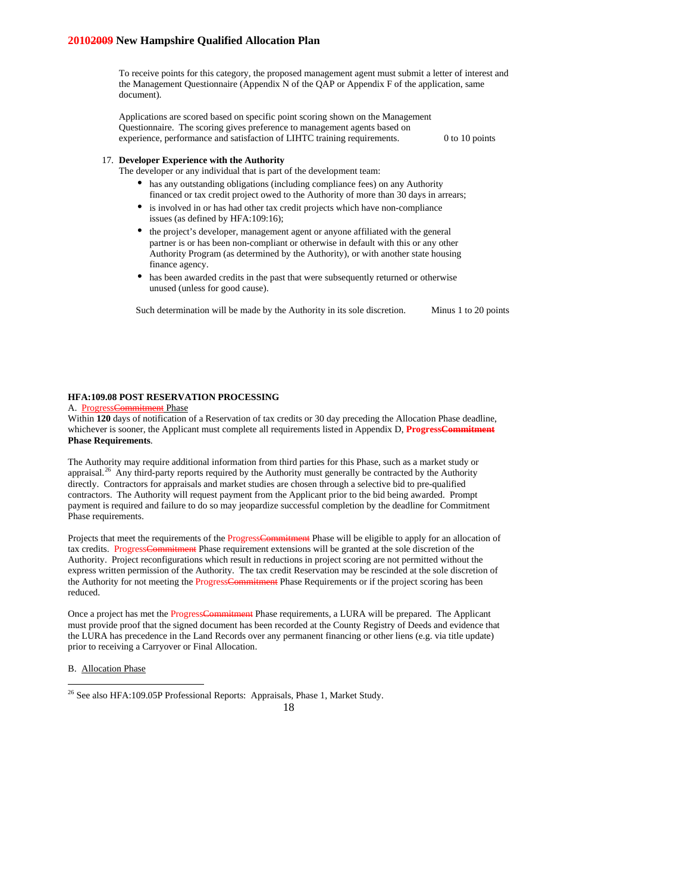To receive points for this category, the proposed management agent must submit a letter of interest and the Management Questionnaire (Appendix N of the QAP or Appendix F of the application, same document).

Applications are scored based on specific point scoring shown on the Management Questionnaire. The scoring gives preference to management agents based on experience, performance and satisfaction of LIHTC training requirements. 0 to 10 points

17. **Developer Experience with the Authority**

   The developer or any individual that is part of the development team:

   - has any outstanding obligations (including compliance fees) on any Authority financed or tax credit project owed to the Authority of more than 30 days in arrears;
   - is involved in or has had other tax credit projects which have non-compliance issues (as defined by HFA:109:16);
   - the project's developer, management agent or anyone affiliated with the general partner is or has been non-compliant or otherwise in default with this or any other Authority Program (as determined by the Authority), or with another state housing finance agency.
   - has been awarded credits in the past that were subsequently returned or otherwise unused (unless for good cause).

   Such determination will be made by the Authority in its sole discretion. Minus 1 to 20 points

**HFA:109.08 POST RESERVATION PROCESSING**

A. ProgressCommitment Phase

Within **120** days of notification of a Reservation of tax credits or 30 day preceding the Allocation Phase deadline, whichever is sooner, the Applicant must complete all requirements listed in Appendix D, **ProgressCommitment Phase Requirements**.

The Authority may require additional information from third parties for this Phase, such as a market study or appraisal.[26] Any third-party reports required by the Authority must generally be contracted by the Authority directly. Contractors for appraisals and market studies are chosen through a selective bid to pre-qualified contractors. The Authority will request payment from the Applicant prior to the bid being awarded. Prompt payment is required and failure to do so may jeopardize successful completion by the deadline for Commitment Phase requirements.

Projects that meet the requirements of the ProgressCommitment Phase will be eligible to apply for an allocation of tax credits. ProgressCommitment Phase requirement extensions will be granted at the sole discretion of the Authority. Project reconfigurations which result in reductions in project scoring are not permitted without the express written permission of the Authority. The tax credit Reservation may be rescinded at the sole discretion of the Authority for not meeting the ProgressCommitment Phase Requirements or if the project scoring has been reduced.

Once a project has met the ProgressCommitment Phase requirements, a LURA will be prepared. The Applicant must provide proof that the signed document has been recorded at the County Registry of Deeds and evidence that the LURA has precedence in the Land Records over any permanent financing or other liens (e.g. via title update) prior to receiving a Carryover or Final Allocation.

B. Allocation Phase

[26] See also HFA:109.05P Professional Reports: Appraisals, Phase 1, Market Study.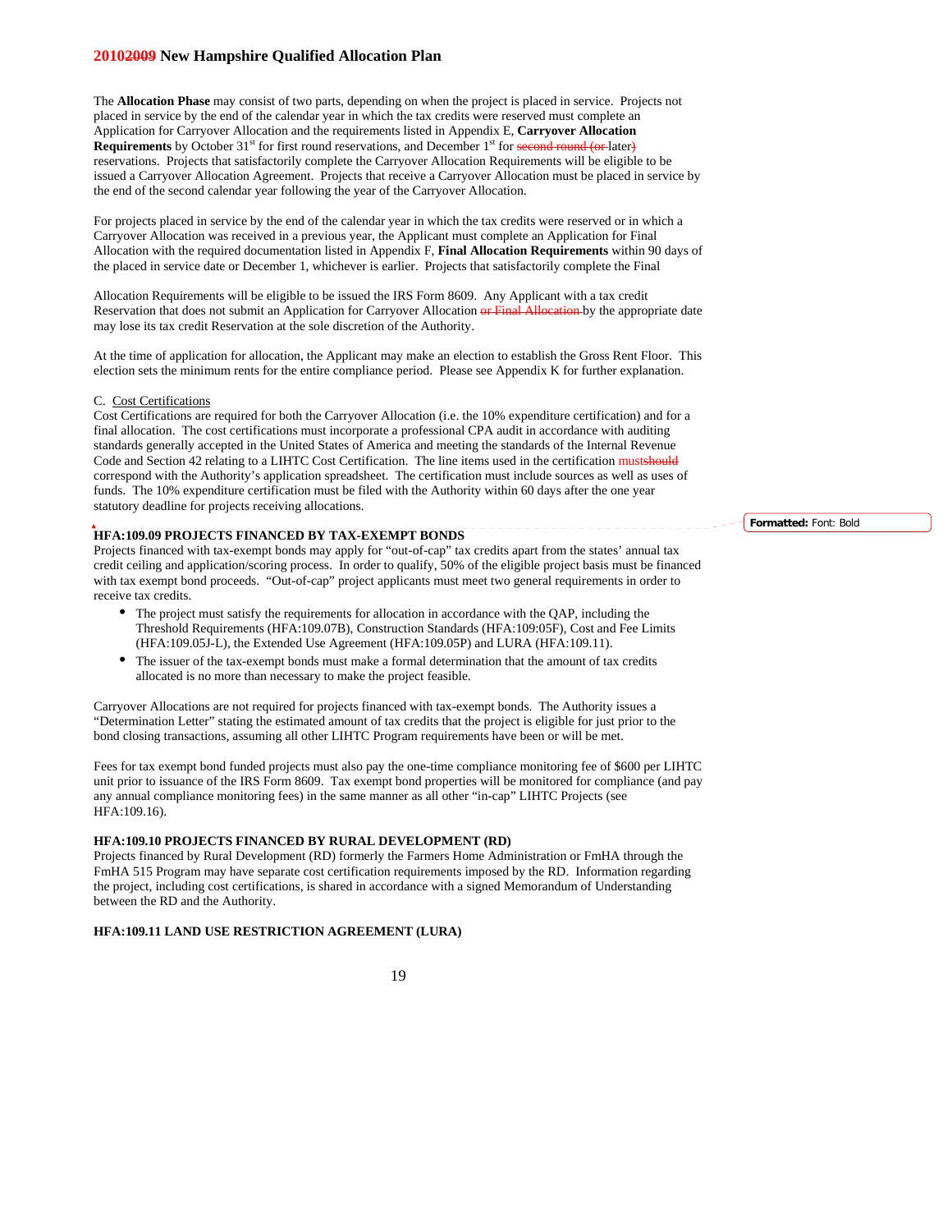The **Allocation Phase** may consist of two parts, depending on when the project is placed in service. Projects not placed in service by the end of the calendar year in which the tax credits were reserved must complete an Application for Carryover Allocation and the requirements listed in Appendix E, **Carryover Allocation Requirements** by October 31st for first round reservations, and December 1st for second round (or later) reservations. Projects that satisfactorily complete the Carryover Allocation Requirements will be eligible to be issued a Carryover Allocation Agreement. Projects that receive a Carryover Allocation must be placed in service by the end of the second calendar year following the year of the Carryover Allocation.

For projects placed in service by the end of the calendar year in which the tax credits were reserved or in which a Carryover Allocation was received in a previous year, the Applicant must complete an Application for Final Allocation with the required documentation listed in Appendix F, **Final Allocation Requirements** within 90 days of the placed in service date or December 1, whichever is earlier. Projects that satisfactorily complete the Final

Allocation Requirements will be eligible to be issued the IRS Form 8609. Any Applicant with a tax credit Reservation that does not submit an Application for Carryover Allocation or Final Allocation by the appropriate date may lose its tax credit Reservation at the sole discretion of the Authority.

At the time of application for allocation, the Applicant may make an election to establish the Gross Rent Floor. This election sets the minimum rents for the entire compliance period. Please see Appendix K for further explanation.

C. Cost Certifications

Cost Certifications are required for both the Carryover Allocation (i.e. the 10% expenditure certification) and for a final allocation. The cost certifications must incorporate a professional CPA audit in accordance with auditing standards generally accepted in the United States of America and meeting the standards of the Internal Revenue Code and Section 42 relating to a LIHTC Cost Certification. The line items used in the certification mustshould correspond with the Authority's application spreadsheet. The certification must include sources as well as uses of funds. The 10% expenditure certification must be filed with the Authority within 60 days after the one year statutory deadline for projects receiving allocations.

**HFA:109.09 PROJECTS FINANCED BY TAX-EXEMPT BONDS**

Projects financed with tax-exempt bonds may apply for "out-of-cap" tax credits apart from the states' annual tax credit ceiling and application/scoring process. In order to qualify, 50% of the eligible project basis must be financed with tax exempt bond proceeds. "Out-of-cap" project applicants must meet two general requirements in order to receive tax credits.

- The project must satisfy the requirements for allocation in accordance with the QAP, including the Threshold Requirements (HFA:109.07B), Construction Standards (HFA:109:05F), Cost and Fee Limits (HFA:109.05J-L), the Extended Use Agreement (HFA:109.05P) and LURA (HFA:109.11).
- The issuer of the tax-exempt bonds must make a formal determination that the amount of tax credits allocated is no more than necessary to make the project feasible.

Carryover Allocations are not required for projects financed with tax-exempt bonds. The Authority issues a "Determination Letter" stating the estimated amount of tax credits that the project is eligible for just prior to the bond closing transactions, assuming all other LIHTC Program requirements have been or will be met.

Fees for tax exempt bond funded projects must also pay the one-time compliance monitoring fee of $600 per LIHTC unit prior to issuance of the IRS Form 8609. Tax exempt bond properties will be monitored for compliance (and pay any annual compliance monitoring fees) in the same manner as all other "in-cap" LIHTC Projects (see HFA:109.16).

**HFA:109.10 PROJECTS FINANCED BY RURAL DEVELOPMENT (RD)**

Projects financed by Rural Development (RD) formerly the Farmers Home Administration or FmHA through the FmHA 515 Program may have separate cost certification requirements imposed by the RD. Information regarding the project, including cost certifications, is shared in accordance with a signed Memorandum of Understanding between the RD and the Authority.

**HFA:109.11 LAND USE RESTRICTION AGREEMENT (LURA)**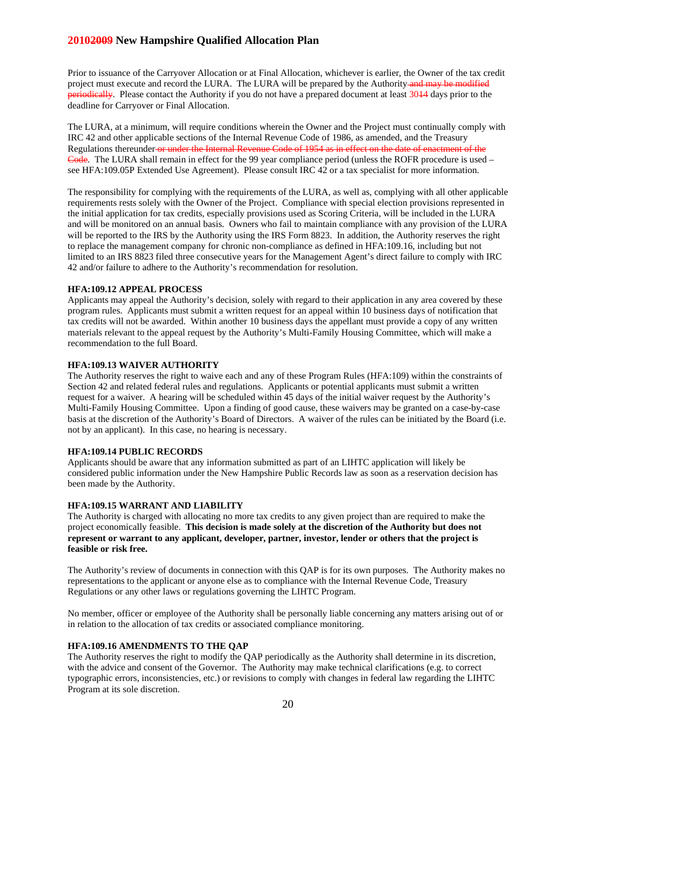Prior to issuance of the Carryover Allocation or at Final Allocation, whichever is earlier, the Owner of the tax credit project must execute and record the LURA. The LURA will be prepared by the Authority and may be modified periodically. Please contact the Authority if you do not have a prepared document at least 3014 days prior to the deadline for Carryover or Final Allocation.

The LURA, at a minimum, will require conditions wherein the Owner and the Project must continually comply with IRC 42 and other applicable sections of the Internal Revenue Code of 1986, as amended, and the Treasury Regulations thereunder or under the Internal Revenue Code of 1954 as in effect on the date of enactment of the Code. The LURA shall remain in effect for the 99 year compliance period (unless the ROFR procedure is used – see HFA:109.05P Extended Use Agreement). Please consult IRC 42 or a tax specialist for more information.

The responsibility for complying with the requirements of the LURA, as well as, complying with all other applicable requirements rests solely with the Owner of the Project. Compliance with special election provisions represented in the initial application for tax credits, especially provisions used as Scoring Criteria, will be included in the LURA and will be monitored on an annual basis. Owners who fail to maintain compliance with any provision of the LURA will be reported to the IRS by the Authority using the IRS Form 8823. In addition, the Authority reserves the right to replace the management company for chronic non-compliance as defined in HFA:109.16, including but not limited to an IRS 8823 filed three consecutive years for the Management Agent's direct failure to comply with IRC 42 and/or failure to adhere to the Authority's recommendation for resolution.

**HFA:109.12 APPEAL PROCESS**

Applicants may appeal the Authority's decision, solely with regard to their application in any area covered by these program rules. Applicants must submit a written request for an appeal within 10 business days of notification that tax credits will not be awarded. Within another 10 business days the appellant must provide a copy of any written materials relevant to the appeal request by the Authority's Multi-Family Housing Committee, which will make a recommendation to the full Board.

**HFA:109.13 WAIVER AUTHORITY**

The Authority reserves the right to waive each and any of these Program Rules (HFA:109) within the constraints of Section 42 and related federal rules and regulations. Applicants or potential applicants must submit a written request for a waiver. A hearing will be scheduled within 45 days of the initial waiver request by the Authority's Multi-Family Housing Committee. Upon a finding of good cause, these waivers may be granted on a case-by-case basis at the discretion of the Authority's Board of Directors. A waiver of the rules can be initiated by the Board (i.e. not by an applicant). In this case, no hearing is necessary.

**HFA:109.14 PUBLIC RECORDS**

Applicants should be aware that any information submitted as part of an LIHTC application will likely be considered public information under the New Hampshire Public Records law as soon as a reservation decision has been made by the Authority.

**HFA:109.15 WARRANT AND LIABILITY**

The Authority is charged with allocating no more tax credits to any given project than are required to make the project economically feasible. **This decision is made solely at the discretion of the Authority but does not represent or warrant to any applicant, developer, partner, investor, lender or others that the project is feasible or risk free.**

The Authority's review of documents in connection with this QAP is for its own purposes. The Authority makes no representations to the applicant or anyone else as to compliance with the Internal Revenue Code, Treasury Regulations or any other laws or regulations governing the LIHTC Program.

No member, officer or employee of the Authority shall be personally liable concerning any matters arising out of or in relation to the allocation of tax credits or associated compliance monitoring.

**HFA:109.16 AMENDMENTS TO THE QAP**

The Authority reserves the right to modify the QAP periodically as the Authority shall determine in its discretion, with the advice and consent of the Governor. The Authority may make technical clarifications (e.g. to correct typographic errors, inconsistencies, etc.) or revisions to comply with changes in federal law regarding the LIHTC Program at its sole discretion.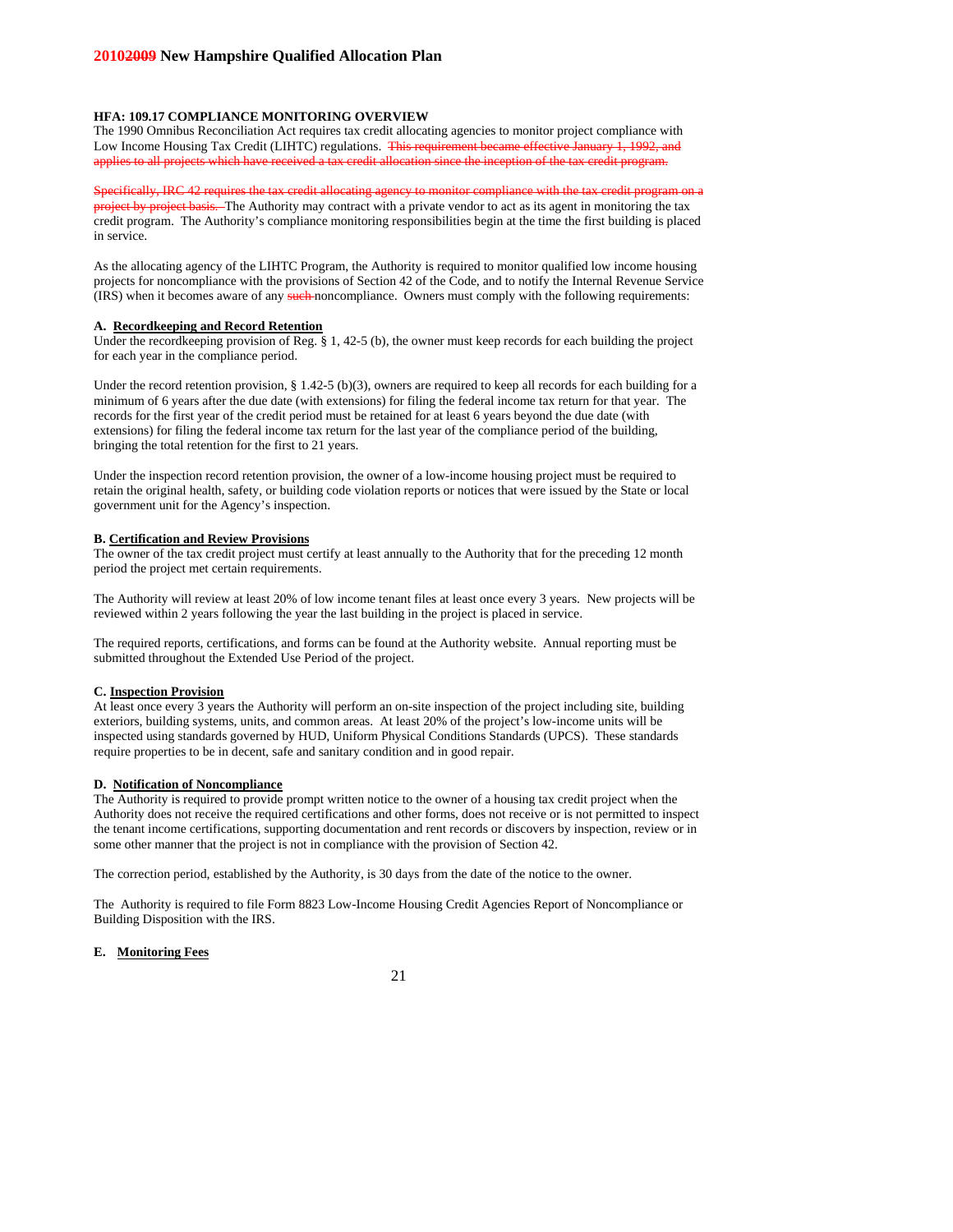### HFA: 109.17 COMPLIANCE MONITORING OVERVIEW

The 1990 Omnibus Reconciliation Act requires tax credit allocating agencies to monitor project compliance with Low Income Housing Tax Credit (LIHTC) regulations. ~~This requirement became effective January 1, 1992, and applies to all projects which have received a tax credit allocation since the inception of the tax credit program.~~

~~Specifically, IRC 42 requires the tax credit allocating agency to monitor compliance with the tax credit program on a project by project basis.~~ The Authority may contract with a private vendor to act as its agent in monitoring the tax credit program. The Authority's compliance monitoring responsibilities begin at the time the first building is placed in service.

As the allocating agency of the LIHTC Program, the Authority is required to monitor qualified low income housing projects for noncompliance with the provisions of Section 42 of the Code, and to notify the Internal Revenue Service (IRS) when it becomes aware of any ~~such~~ noncompliance. Owners must comply with the following requirements:

**A. <u>Recordkeeping and Record Retention</u>**

Under the recordkeeping provision of Reg. § 1, 42-5 (b), the owner must keep records for each building the project for each year in the compliance period.

Under the record retention provision, § 1.42-5 (b)(3), owners are required to keep all records for each building for a minimum of 6 years after the due date (with extensions) for filing the federal income tax return for that year. The records for the first year of the credit period must be retained for at least 6 years beyond the due date (with extensions) for filing the federal income tax return for the last year of the compliance period of the building, bringing the total retention for the first to 21 years.

Under the inspection record retention provision, the owner of a low-income housing project must be required to retain the original health, safety, or building code violation reports or notices that were issued by the State or local government unit for the Agency's inspection.

**B. <u>Certification and Review Provisions</u>**

The owner of the tax credit project must certify at least annually to the Authority that for the preceding 12 month period the project met certain requirements.

The Authority will review at least 20% of low income tenant files at least once every 3 years. New projects will be reviewed within 2 years following the year the last building in the project is placed in service.

The required reports, certifications, and forms can be found at the Authority website. Annual reporting must be submitted throughout the Extended Use Period of the project.

**C. <u>Inspection Provision</u>**

At least once every 3 years the Authority will perform an on-site inspection of the project including site, building exteriors, building systems, units, and common areas. At least 20% of the project's low-income units will be inspected using standards governed by HUD, Uniform Physical Conditions Standards (UPCS). These standards require properties to be in decent, safe and sanitary condition and in good repair.

**D. <u>Notification of Noncompliance</u>**

The Authority is required to provide prompt written notice to the owner of a housing tax credit project when the Authority does not receive the required certifications and other forms, does not receive or is not permitted to inspect the tenant income certifications, supporting documentation and rent records or discovers by inspection, review or in some other manner that the project is not in compliance with the provision of Section 42.

The correction period, established by the Authority, is 30 days from the date of the notice to the owner.

The Authority is required to file Form 8823 Low-Income Housing Credit Agencies Report of Noncompliance or Building Disposition with the IRS.

**E. <u>Monitoring Fees</u>**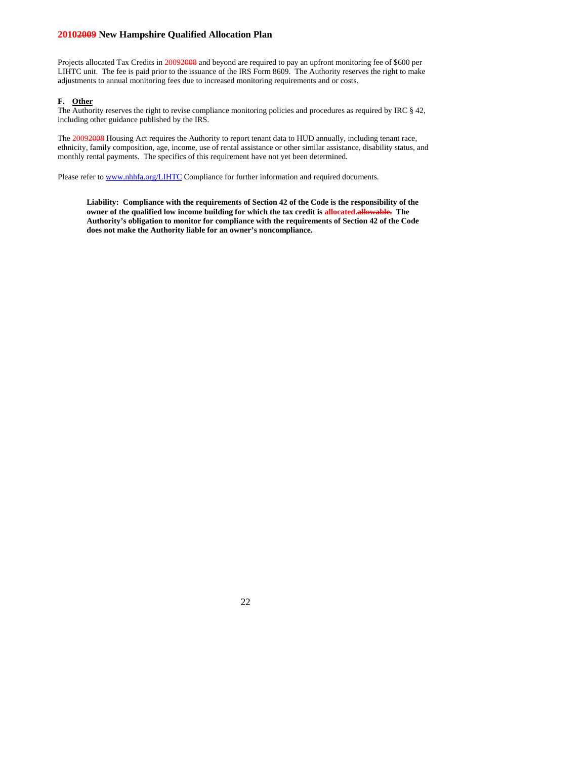Projects allocated Tax Credits in 20092008 and beyond are required to pay an upfront monitoring fee of $600 per LIHTC unit. The fee is paid prior to the issuance of the IRS Form 8609. The Authority reserves the right to make adjustments to annual monitoring fees due to increased monitoring requirements and or costs.

**F. Other**

The Authority reserves the right to revise compliance monitoring policies and procedures as required by IRC § 42, including other guidance published by the IRS.

The 20092008 Housing Act requires the Authority to report tenant data to HUD annually, including tenant race, ethnicity, family composition, age, income, use of rental assistance or other similar assistance, disability status, and monthly rental payments. The specifics of this requirement have not yet been determined.

Please refer to www.nhhfa.org/LIHTC Compliance for further information and required documents.

> **Liability: Compliance with the requirements of Section 42 of the Code is the responsibility of the owner of the qualified low income building for which the tax credit is allocated.~~allowable.~~ The Authority's obligation to monitor for compliance with the requirements of Section 42 of the Code does not make the Authority liable for an owner's noncompliance.**